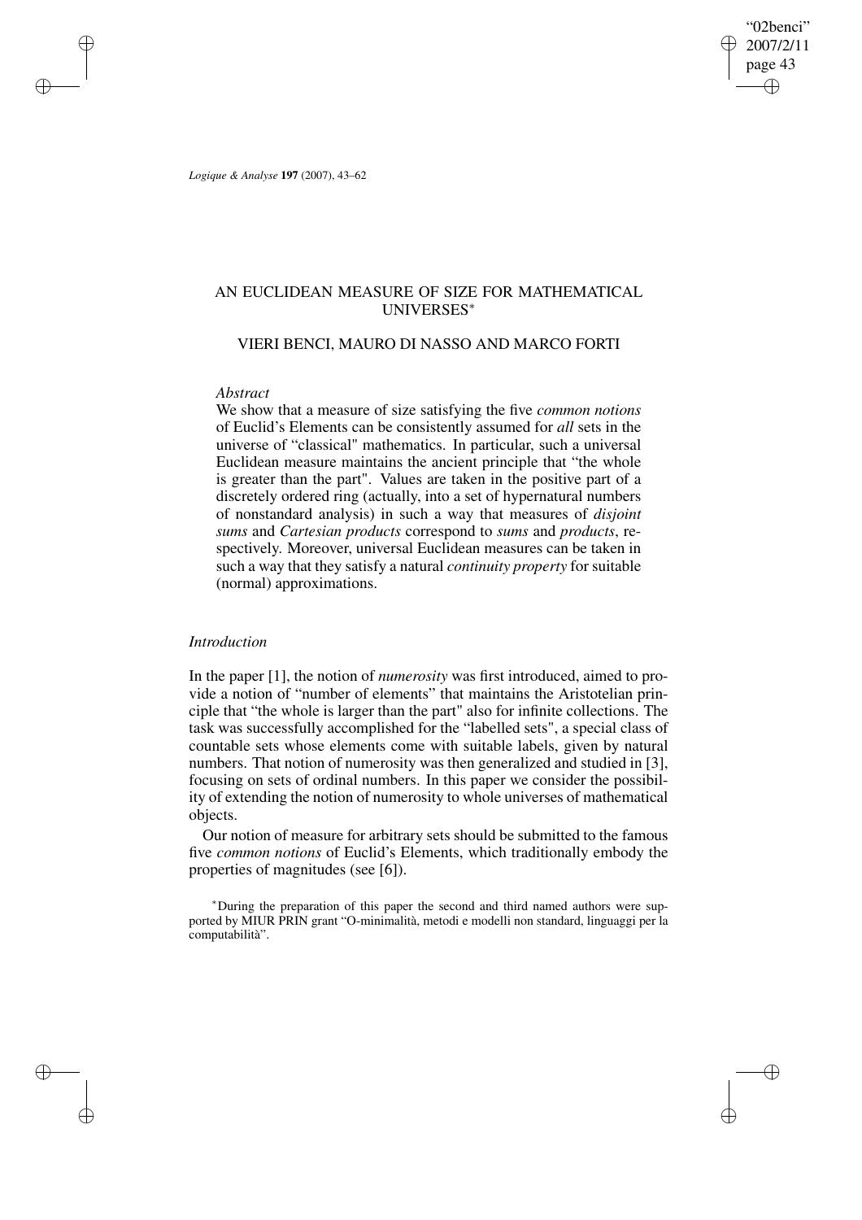# AN EUCLIDEAN MEASURE OF SIZE FOR MATHEMATICAL UNIVERSES*

## VIERI BENCI, MAURO DI NASSO AND MARCO FORTI

### *Abstract*

We show that a measure of size satisfying the five *common notions* of Euclid's Elements can be consistently assumed for *all* sets in the universe of "classical" mathematics. In particular, such a universal Euclidean measure maintains the ancient principle that "the whole is greater than the part". Values are taken in the positive part of a discretely ordered ring (actually, into a set of hypernatural numbers of nonstandard analysis) in such a way that measures of *disjoint sums* and *Cartesian products* correspond to *sums* and *products*, respectively. Moreover, universal Euclidean measures can be taken in such a way that they satisfy a natural *continuity property* for suitable (normal) approximations.

### *Introduction*

In the paper [1], the notion of *numerosity* was first introduced, aimed to provide a notion of "number of elements" that maintains the Aristotelian principle that "the whole is larger than the part" also for infinite collections. The task was successfully accomplished for the "labelled sets", a special class of countable sets whose elements come with suitable labels, given by natural numbers. That notion of numerosity was then generalized and studied in [3], focusing on sets of ordinal numbers. In this paper we consider the possibility of extending the notion of numerosity to whole universes of mathematical objects.

Our notion of measure for arbitrary sets should be submitted to the famous five *common notions* of Euclid's Elements, which traditionally embody the properties of magnitudes (see [6]).

*During the preparation of this paper the second and third named authors were supported by MIUR PRIN grant "O-minimalità, metodi e modelli non standard, linguaggi per la computabilità".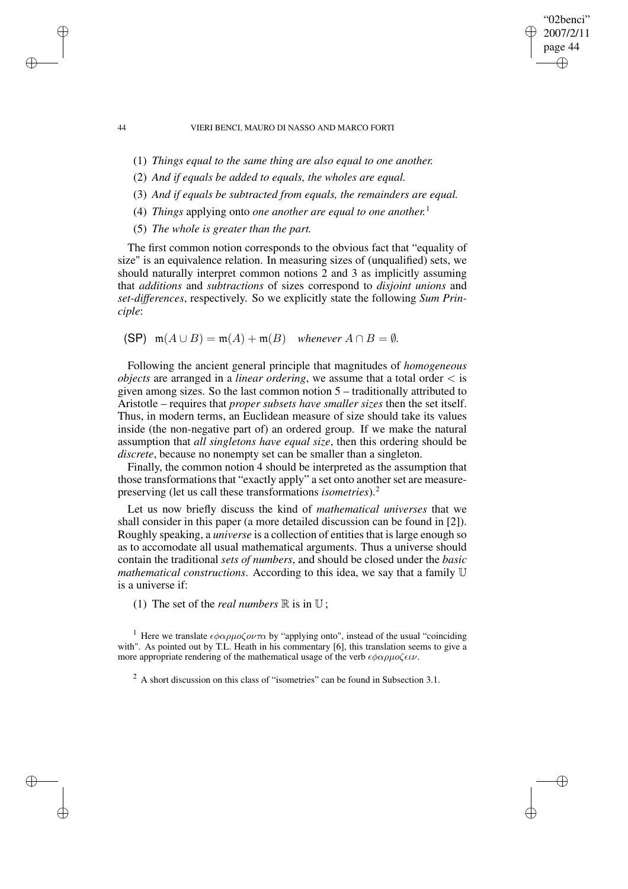(1) *Things equal to the same thing are also equal to one another.*

(2) *And if equals be added to equals, the wholes are equal.*

(3) *And if equals be subtracted from equals, the remainders are equal.*

(4) *Things* applying onto *one another are equal to one another.*[1]

(5) *The whole is greater than the part.*

The first common notion corresponds to the obvious fact that "equality of size" is an equivalence relation. In measuring sizes of (unqualified) sets, we should naturally interpret common notions 2 and 3 as implicitly assuming that *additions* and *subtractions* of sizes correspond to *disjoint unions* and *set-differences*, respectively. So we explicitly state the following *Sum Principle*:

(SP) $\mathfrak{m}(A \cup B) = \mathfrak{m}(A) + \mathfrak{m}(B)$ *whenever* $A \cap B = \emptyset$.

Following the ancient general principle that magnitudes of *homogeneous objects* are arranged in a *linear ordering*, we assume that a total order $<$ is given among sizes. So the last common notion 5 – traditionally attributed to Aristotle – requires that *proper subsets have smaller sizes* then the set itself. Thus, in modern terms, an Euclidean measure of size should take its values inside (the non-negative part of) an ordered group. If we make the natural assumption that *all singletons have equal size*, then this ordering should be *discrete*, because no nonempty set can be smaller than a singleton.

Finally, the common notion 4 should be interpreted as the assumption that those transformations that "exactly apply" a set onto another set are measure-preserving (let us call these transformations *isometries*).[2]

Let us now briefly discuss the kind of *mathematical universes* that we shall consider in this paper (a more detailed discussion can be found in [2]). Roughly speaking, a *universe* is a collection of entities that is large enough so as to accomodate all usual mathematical arguments. Thus a universe should contain the traditional *sets of numbers*, and should be closed under the *basic mathematical constructions*. According to this idea, we say that a family $\mathbb{U}$ is a universe if:

(1) The set of the *real numbers* $\mathbb{R}$ is in $\mathbb{U}$;

[1] Here we translate $\epsilon\phi\alpha\rho\mu o\zeta o\nu\tau\alpha$ by "applying onto", instead of the usual "coinciding with". As pointed out by T.L. Heath in his commentary [6], this translation seems to give a more appropriate rendering of the mathematical usage of the verb $\epsilon\phi\alpha\rho\mu o\zeta\epsilon\iota\nu$.

[2] A short discussion on this class of "isometries" can be found in Subsection 3.1.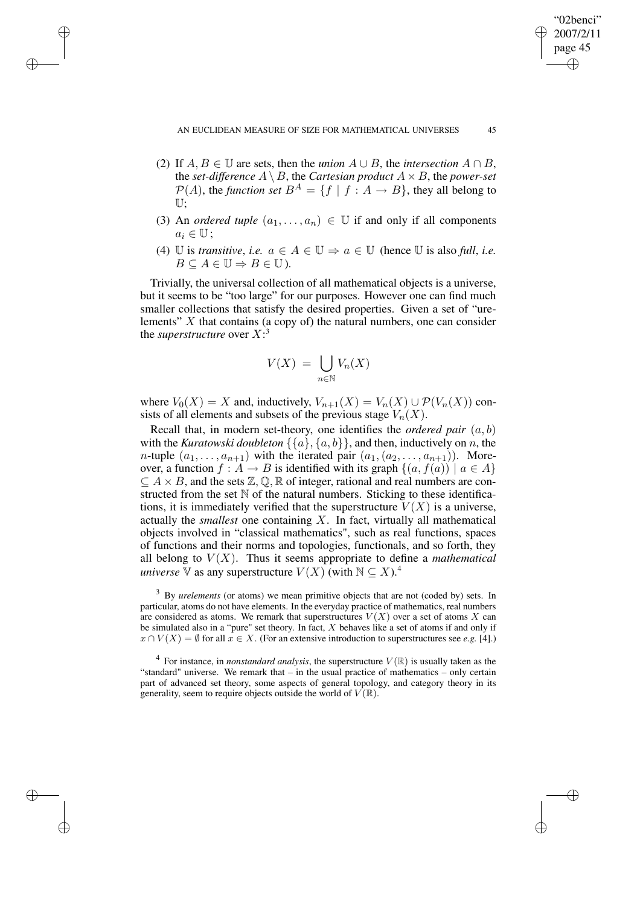(2) If $A, B \in \mathbb{U}$ are sets, then the *union* $A \cup B$, the *intersection* $A \cap B$, the *set-difference* $A \setminus B$, the *Cartesian product* $A \times B$, the *power-set* $\mathcal{P}(A)$, the *function set* $B^A = \{f \mid f : A \to B\}$, they all belong to $\mathbb{U}$;

(3) An *ordered tuple* $(a_1, \ldots, a_n) \in \mathbb{U}$ if and only if all components $a_i \in \mathbb{U}$;

(4) $\mathbb{U}$ is *transitive*, *i.e.* $a \in A \in \mathbb{U} \Rightarrow a \in \mathbb{U}$ (hence $\mathbb{U}$ is also *full*, *i.e.* $B \subseteq A \in \mathbb{U} \Rightarrow B \in \mathbb{U}$).

Trivially, the universal collection of all mathematical objects is a universe, but it seems to be "too large" for our purposes. However one can find much smaller collections that satisfy the desired properties. Given a set of "urelements" $X$ that contains (a copy of) the natural numbers, one can consider the *superstructure* over $X$:[3]

$$V(X) \;=\; \bigcup_{n \in \mathbb{N}} V_n(X)$$

where $V_0(X) = X$ and, inductively, $V_{n+1}(X) = V_n(X) \cup \mathcal{P}(V_n(X))$ consists of all elements and subsets of the previous stage $V_n(X)$.

Recall that, in modern set-theory, one identifies the *ordered pair* $(a, b)$ with the *Kuratowski doubleton* $\{\{a\}, \{a, b\}\}$, and then, inductively on $n$, the $n$-tuple $(a_1, \ldots, a_{n+1})$ with the iterated pair $(a_1, (a_2, \ldots, a_{n+1}))$. Moreover, a function $f : A \to B$ is identified with its graph $\{(a, f(a)) \mid a \in A\} \subseteq A \times B$, and the sets $\mathbb{Z}, \mathbb{Q}, \mathbb{R}$ of integer, rational and real numbers are constructed from the set $\mathbb{N}$ of the natural numbers. Sticking to these identifications, it is immediately verified that the superstructure $V(X)$ is a universe, actually the *smallest* one containing $X$. In fact, virtually all mathematical objects involved in "classical mathematics", such as real functions, spaces of functions and their norms and topologies, functionals, and so forth, they all belong to $V(X)$. Thus it seems appropriate to define a *mathematical universe* $\mathbb{V}$ as any superstructure $V(X)$ (with $\mathbb{N} \subseteq X$).[4]

[3] By *urelements* (or atoms) we mean primitive objects that are not (coded by) sets. In particular, atoms do not have elements. In the everyday practice of mathematics, real numbers are considered as atoms. We remark that superstructures $V(X)$ over a set of atoms $X$ can be simulated also in a "pure" set theory. In fact, $X$ behaves like a set of atoms if and only if $x \cap V(X) = \emptyset$ for all $x \in X$. (For an extensive introduction to superstructures see *e.g.* [4].)

[4] For instance, in *nonstandard analysis*, the superstructure $V(\mathbb{R})$ is usually taken as the "standard" universe. We remark that – in the usual practice of mathematics – only certain part of advanced set theory, some aspects of general topology, and category theory in its generality, seem to require objects outside the world of $V(\mathbb{R})$.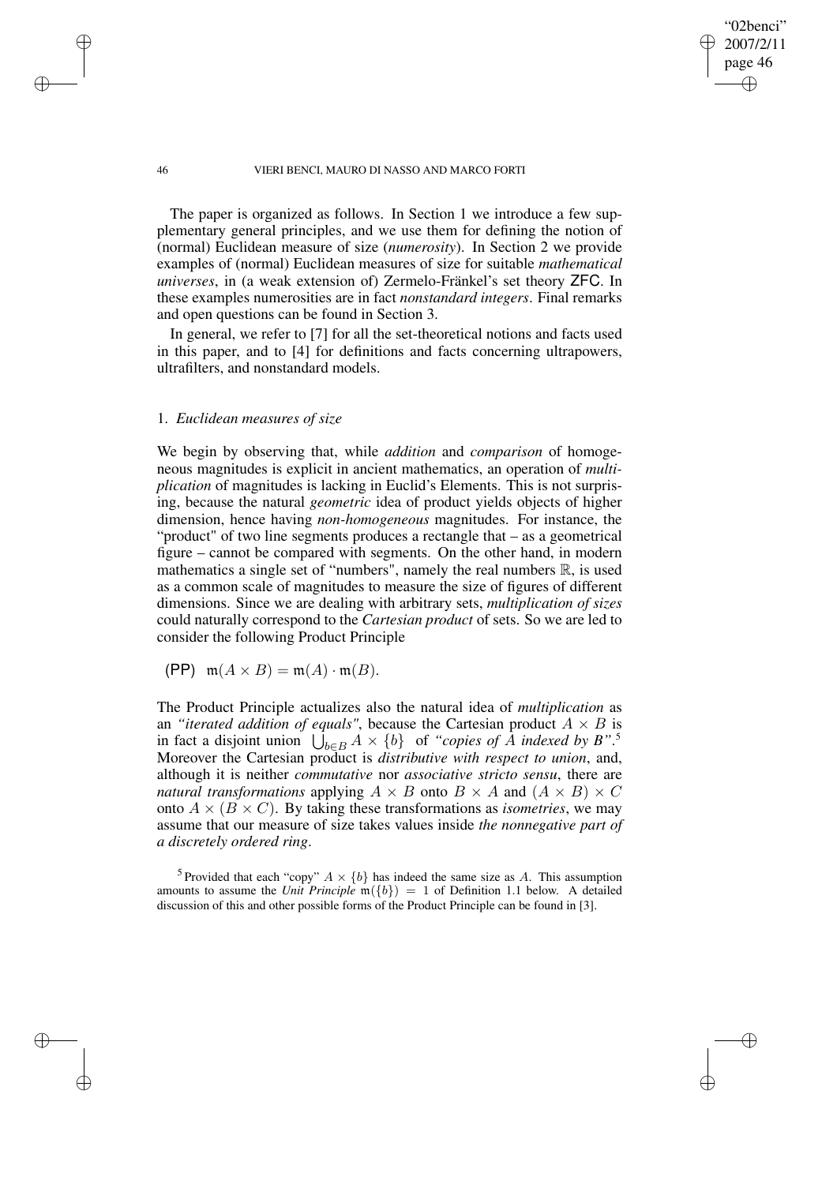The paper is organized as follows. In Section 1 we introduce a few supplementary general principles, and we use them for defining the notion of (normal) Euclidean measure of size (*numerosity*). In Section 2 we provide examples of (normal) Euclidean measures of size for suitable *mathematical universes*, in (a weak extension of) Zermelo-Fränkel's set theory ZFC. In these examples numerosities are in fact *nonstandard integers*. Final remarks and open questions can be found in Section 3.

In general, we refer to [7] for all the set-theoretical notions and facts used in this paper, and to [4] for definitions and facts concerning ultrapowers, ultrafilters, and nonstandard models.

## 1. *Euclidean measures of size*

We begin by observing that, while *addition* and *comparison* of homogeneous magnitudes is explicit in ancient mathematics, an operation of *multiplication* of magnitudes is lacking in Euclid's Elements. This is not surprising, because the natural *geometric* idea of product yields objects of higher dimension, hence having *non-homogeneous* magnitudes. For instance, the "product" of two line segments produces a rectangle that – as a geometrical figure – cannot be compared with segments. On the other hand, in modern mathematics a single set of "numbers", namely the real numbers $\mathbb{R}$, is used as a common scale of magnitudes to measure the size of figures of different dimensions. Since we are dealing with arbitrary sets, *multiplication of sizes* could naturally correspond to the *Cartesian product* of sets. So we are led to consider the following Product Principle

(PP) $\mathfrak{m}(A \times B) = \mathfrak{m}(A) \cdot \mathfrak{m}(B)$.

The Product Principle actualizes also the natural idea of *multiplication* as an *"iterated addition of equals"*, because the Cartesian product $A \times B$ is in fact a disjoint union $\bigcup_{b \in B} A \times \{b\}$ of *"copies of A indexed by B"*.[5] Moreover the Cartesian product is *distributive with respect to union*, and, although it is neither *commutative* nor *associative stricto sensu*, there are *natural transformations* applying $A \times B$ onto $B \times A$ and $(A \times B) \times C$ onto $A \times (B \times C)$. By taking these transformations as *isometries*, we may assume that our measure of size takes values inside *the nonnegative part of a discretely ordered ring*.

[5] Provided that each "copy" $A \times \{b\}$ has indeed the same size as $A$. This assumption amounts to assume the *Unit Principle* $\mathfrak{m}(\{b\}) = 1$ of Definition 1.1 below. A detailed discussion of this and other possible forms of the Product Principle can be found in [3].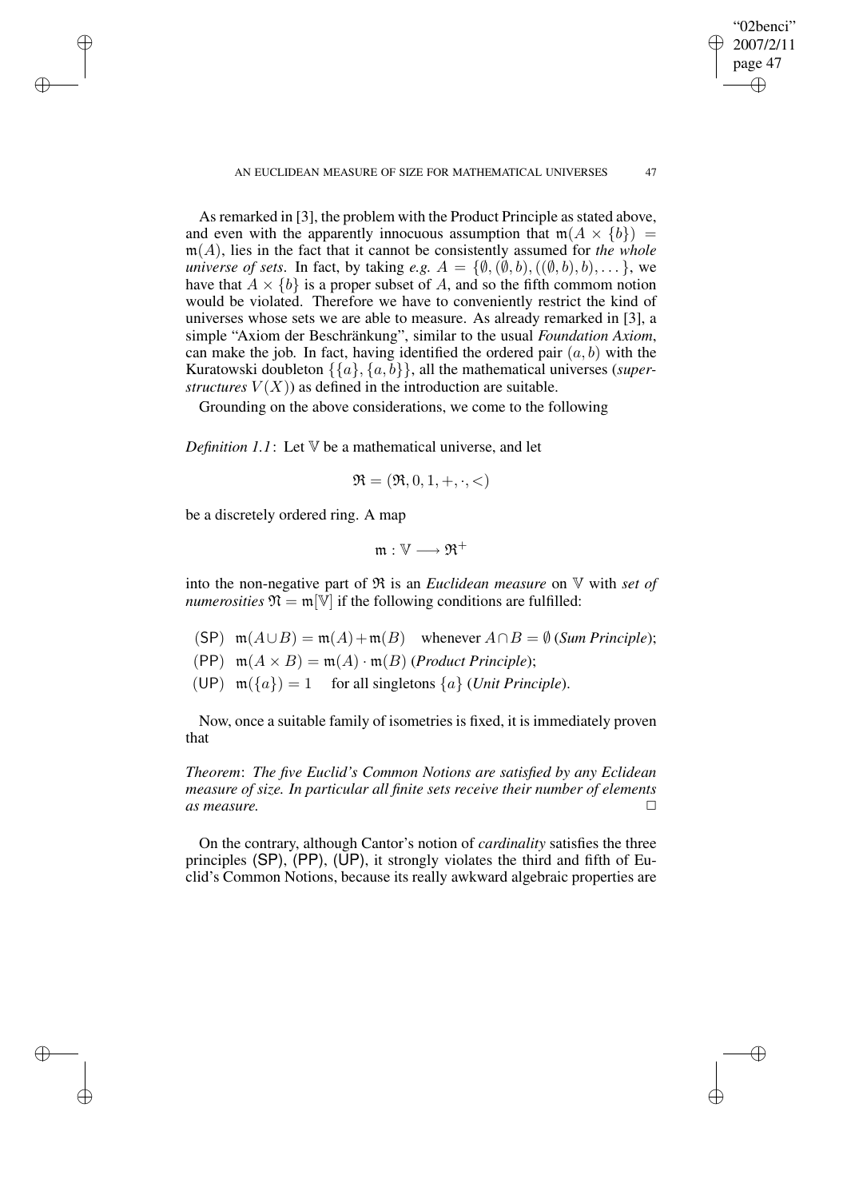As remarked in [3], the problem with the Product Principle as stated above, and even with the apparently innocuous assumption that $\mathfrak{m}(A \times \{b\}) = \mathfrak{m}(A)$, lies in the fact that it cannot be consistently assumed for *the whole universe of sets*. In fact, by taking *e.g.* $A = \{\emptyset, (\emptyset, b), ((\emptyset, b), b), \dots\}$, we have that $A \times \{b\}$ is a proper subset of $A$, and so the fifth commom notion would be violated. Therefore we have to conveniently restrict the kind of universes whose sets we are able to measure. As already remarked in [3], a simple "Axiom der Beschränkung", similar to the usual *Foundation Axiom*, can make the job. In fact, having identified the ordered pair $(a, b)$ with the Kuratowski doubleton $\{\{a\}, \{a, b\}\}$, all the mathematical universes (*superstructures* $V(X)$) as defined in the introduction are suitable.

Grounding on the above considerations, we come to the following

*Definition 1.1*: Let $\mathbb{V}$ be a mathematical universe, and let

$$\mathfrak{R} = (\mathfrak{R}, 0, 1, +, \cdot, <)$$

be a discretely ordered ring. A map

$$\mathfrak{m} : \mathbb{V} \longrightarrow \mathfrak{R}^+$$

into the non-negative part of $\mathfrak{R}$ is an *Euclidean measure* on $\mathbb{V}$ with *set of numerosities* $\mathfrak{N} = \mathfrak{m}[\mathbb{V}]$ if the following conditions are fulfilled:

- (SP) $\mathfrak{m}(A \cup B) = \mathfrak{m}(A) + \mathfrak{m}(B)$ whenever $A \cap B = \emptyset$ (*Sum Principle*);
- (PP) $\mathfrak{m}(A \times B) = \mathfrak{m}(A) \cdot \mathfrak{m}(B)$ (*Product Principle*);
- (UP) $\mathfrak{m}(\{a\}) = 1$ for all singletons $\{a\}$ (*Unit Principle*).

Now, once a suitable family of isometries is fixed, it is immediately proven that

*Theorem*: *The five Euclid's Common Notions are satisfied by any Eclidean measure of size. In particular all finite sets receive their number of elements as measure.* □

On the contrary, although Cantor's notion of *cardinality* satisfies the three principles (SP), (PP), (UP), it strongly violates the third and fifth of Euclid's Common Notions, because its really awkward algebraic properties are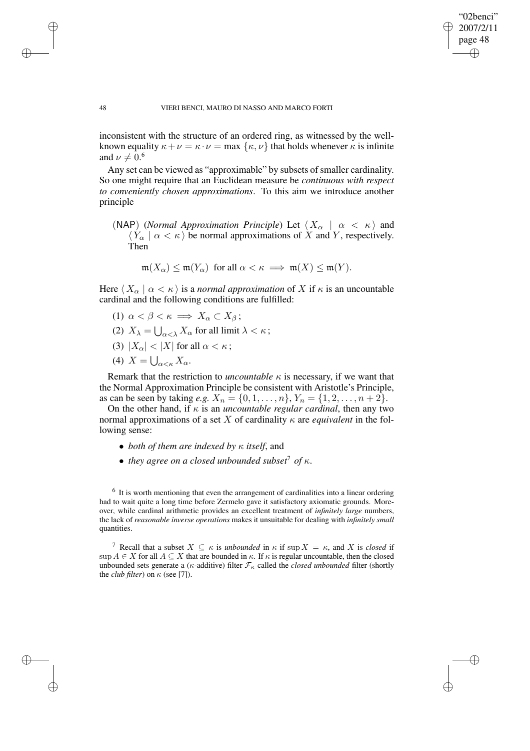inconsistent with the structure of an ordered ring, as witnessed by the well-known equality $\kappa+\nu = \kappa\cdot\nu = \max\,\{\kappa,\nu\}$ that holds whenever $\kappa$ is infinite and $\nu \neq 0$.[6]

Any set can be viewed as "approximable" by subsets of smaller cardinality. So one might require that an Euclidean measure be *continuous with respect to conveniently chosen approximations*. To this aim we introduce another principle

(NAP) (*Normal Approximation Principle*) Let $\langle\, X_\alpha \mid \alpha < \kappa\,\rangle$ and $\langle\, Y_\alpha \mid \alpha < \kappa\,\rangle$ be normal approximations of $X$ and $Y$, respectively. Then

$$\mathfrak{m}(X_\alpha) \leq \mathfrak{m}(Y_\alpha) \ \text{ for all } \alpha < \kappa \implies \mathfrak{m}(X) \leq \mathfrak{m}(Y).$$

Here $\langle\, X_\alpha \mid \alpha < \kappa\,\rangle$ is a *normal approximation* of $X$ if $\kappa$ is an uncountable cardinal and the following conditions are fulfilled:

(1) $\alpha < \beta < \kappa \implies X_\alpha \subset X_\beta$ ;

(2) $X_\lambda = \bigcup_{\alpha<\lambda} X_\alpha$ for all limit $\lambda < \kappa$ ;

(3) $|X_\alpha| < |X|$ for all $\alpha < \kappa$ ;

(4) $X = \bigcup_{\alpha<\kappa} X_\alpha$.

Remark that the restriction to *uncountable* $\kappa$ is necessary, if we want that the Normal Approximation Principle be consistent with Aristotle's Principle, as can be seen by taking *e.g.* $X_n = \{0,1,\ldots,n\}$, $Y_n = \{1,2,\ldots,n+2\}$.

On the other hand, if $\kappa$ is an *uncountable regular cardinal*, then any two normal approximations of a set $X$ of cardinality $\kappa$ are *equivalent* in the following sense:

- *both of them are indexed by $\kappa$ itself*, and
- *they agree on a closed unbounded subset*[7] *of $\kappa$*.

[6] It is worth mentioning that even the arrangement of cardinalities into a linear ordering had to wait quite a long time before Zermelo gave it satisfactory axiomatic grounds. Moreover, while cardinal arithmetic provides an excellent treatment of *infinitely large* numbers, the lack of *reasonable inverse operations* makes it unsuitable for dealing with *infinitely small* quantities.

[7] Recall that a subset $X \subseteq \kappa$ is *unbounded* in $\kappa$ if $\sup X = \kappa$, and $X$ is *closed* if $\sup A \in X$ for all $A \subseteq X$ that are bounded in $\kappa$. If $\kappa$ is regular uncountable, then the closed unbounded sets generate a ($\kappa$-additive) filter $\mathcal{F}_\kappa$ called the *closed unbounded* filter (shortly the *club filter*) on $\kappa$ (see [7]).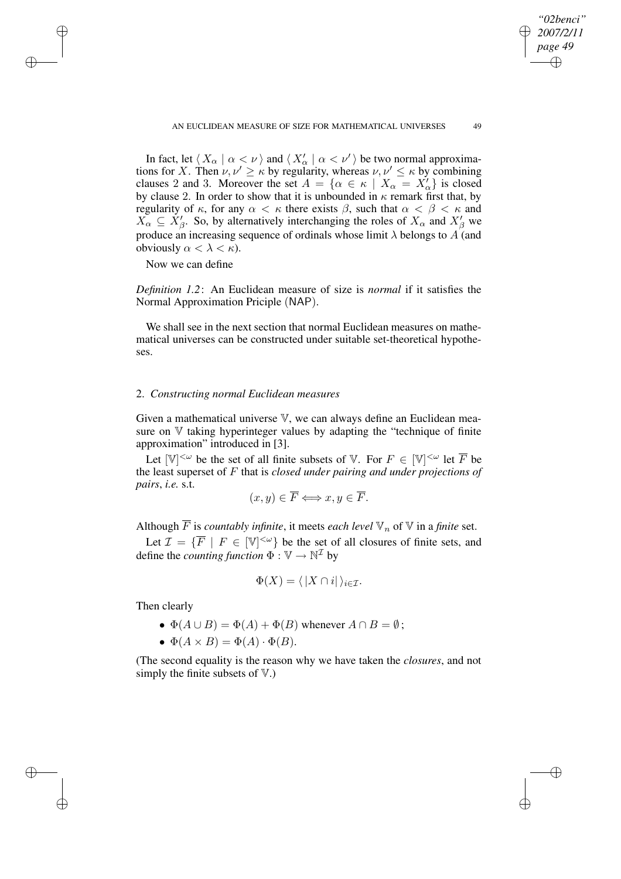In fact, let $\langle X_\alpha \mid \alpha < \nu \rangle$ and $\langle X'_\alpha \mid \alpha < \nu' \rangle$ be two normal approximations for $X$. Then $\nu, \nu' \geq \kappa$ by regularity, whereas $\nu, \nu' \leq \kappa$ by combining clauses 2 and 3. Moreover the set $A = \{\alpha \in \kappa \mid X_\alpha = X'_\alpha\}$ is closed by clause 2. In order to show that it is unbounded in $\kappa$ remark first that, by regularity of $\kappa$, for any $\alpha < \kappa$ there exists $\beta$, such that $\alpha < \beta < \kappa$ and $X_\alpha \subseteq X'_\beta$. So, by alternatively interchanging the roles of $X_\alpha$ and $X'_\beta$ we produce an increasing sequence of ordinals whose limit $\lambda$ belongs to $A$ (and obviously $\alpha < \lambda < \kappa$).

Now we can define

*Definition 1.2*: An Euclidean measure of size is *normal* if it satisfies the Normal Approximation Priciple (NAP).

We shall see in the next section that normal Euclidean measures on mathematical universes can be constructed under suitable set-theoretical hypotheses.

## 2. *Constructing normal Euclidean measures*

Given a mathematical universe $\mathbb{V}$, we can always define an Euclidean measure on $\mathbb{V}$ taking hyperinteger values by adapting the "technique of finite approximation" introduced in [3].

Let $[\mathbb{V}]^{<\omega}$ be the set of all finite subsets of $\mathbb{V}$. For $F \in [\mathbb{V}]^{<\omega}$ let $\overline{F}$ be the least superset of $F$ that is *closed under pairing and under projections of pairs*, *i.e.* s.t.

$$(x, y) \in \overline{F} \Longleftrightarrow x, y \in \overline{F}.$$

Although $\overline{F}$ is *countably infinite*, it meets *each level* $\mathbb{V}_n$ of $\mathbb{V}$ in a *finite* set.

Let $\mathcal{I} = \{\overline{F} \mid F \in [\mathbb{V}]^{<\omega}\}$ be the set of all closures of finite sets, and define the *counting function* $\Phi : \mathbb{V} \to \mathbb{N}^{\mathcal{I}}$ by

$$\Phi(X) = \langle\, |X \cap i| \,\rangle_{i \in \mathcal{I}}.$$

Then clearly

- $\Phi(A \cup B) = \Phi(A) + \Phi(B)$ whenever $A \cap B = \emptyset$;
- $\Phi(A \times B) = \Phi(A) \cdot \Phi(B)$.

(The second equality is the reason why we have taken the *closures*, and not simply the finite subsets of $\mathbb{V}$.)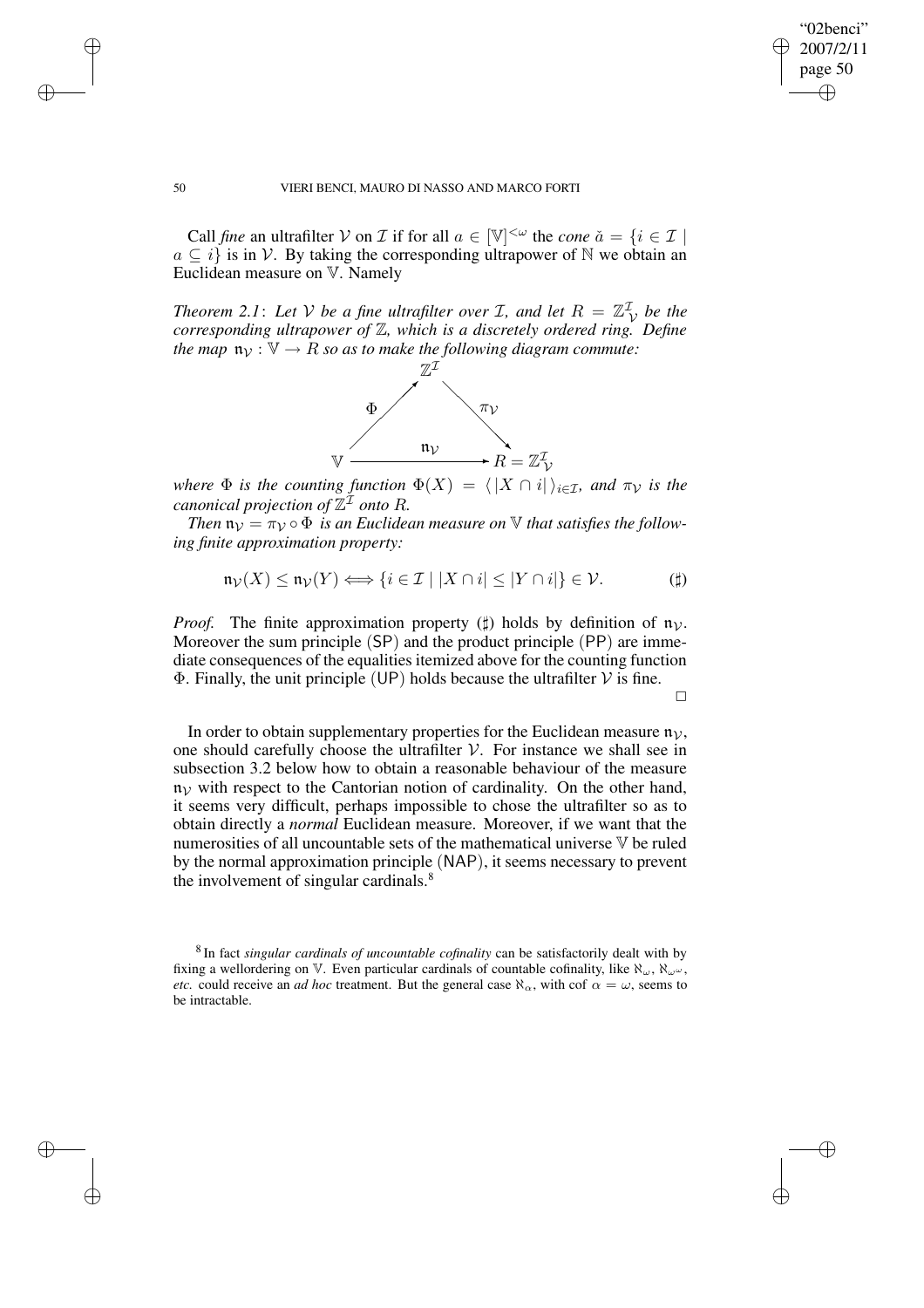Call *fine* an ultrafilter $\mathcal{V}$ on $\mathcal{I}$ if for all $a \in [\mathbb{V}]^{<\omega}$ the *cone* $\check{a} = \{i \in \mathcal{I} \mid a \subseteq i\}$ is in $\mathcal{V}$. By taking the corresponding ultrapower of $\mathbb{N}$ we obtain an Euclidean measure on $\mathbb{V}$. Namely

*Theorem 2.1*: *Let $\mathcal{V}$ be a fine ultrafilter over $\mathcal{I}$, and let $R = \mathbb{Z}^{\mathcal{I}}_{\mathcal{V}}$ be the corresponding ultrapower of $\mathbb{Z}$, which is a discretely ordered ring. Define the map $\mathfrak{n}_{\mathcal{V}} : \mathbb{V} \to R$ so as to make the following diagram commute:*

$$\begin{array}{ccc} & \mathbb{Z}^{\mathcal{I}} & \\ \Phi \nearrow & & \searrow \pi_{\mathcal{V}} \\ \mathbb{V} & \xrightarrow{\quad \mathfrak{n}_{\mathcal{V}} \quad} & R = \mathbb{Z}^{\mathcal{I}}_{\mathcal{V}} \end{array}$$

*where $\Phi$ is the counting function $\Phi(X) = \langle |X \cap i| \rangle_{i \in \mathcal{I}}$, and $\pi_{\mathcal{V}}$ is the canonical projection of $\mathbb{Z}^{\mathcal{I}}$ onto $R$.*

*Then $\mathfrak{n}_{\mathcal{V}} = \pi_{\mathcal{V}} \circ \Phi$ is an Euclidean measure on $\mathbb{V}$ that satisfies the following finite approximation property:*

$$\mathfrak{n}_{\mathcal{V}}(X) \leq \mathfrak{n}_{\mathcal{V}}(Y) \Longleftrightarrow \{i \in \mathcal{I} \mid |X \cap i| \leq |Y \cap i|\} \in \mathcal{V}. \qquad (\sharp)$$

*Proof.* The finite approximation property $(\sharp)$ holds by definition of $\mathfrak{n}_{\mathcal{V}}$. Moreover the sum principle (SP) and the product principle (PP) are immediate consequences of the equalities itemized above for the counting function $\Phi$. Finally, the unit principle (UP) holds because the ultrafilter $\mathcal{V}$ is fine. $\square$

In order to obtain supplementary properties for the Euclidean measure $\mathfrak{n}_{\mathcal{V}}$, one should carefully choose the ultrafilter $\mathcal{V}$. For instance we shall see in subsection 3.2 below how to obtain a reasonable behaviour of the measure $\mathfrak{n}_{\mathcal{V}}$ with respect to the Cantorian notion of cardinality. On the other hand, it seems very difficult, perhaps impossible to chose the ultrafilter so as to obtain directly a *normal* Euclidean measure. Moreover, if we want that the numerosities of all uncountable sets of the mathematical universe $\mathbb{V}$ be ruled by the normal approximation principle (NAP), it seems necessary to prevent the involvement of singular cardinals.[8]

[8] In fact *singular cardinals of uncountable cofinality* can be satisfactorily dealt with by fixing a wellordering on $\mathbb{V}$. Even particular cardinals of countable cofinality, like $\aleph_\omega$, $\aleph_{\omega^\omega}$, *etc.* could receive an *ad hoc* treatment. But the general case $\aleph_\alpha$, with cof $\alpha = \omega$, seems to be intractable.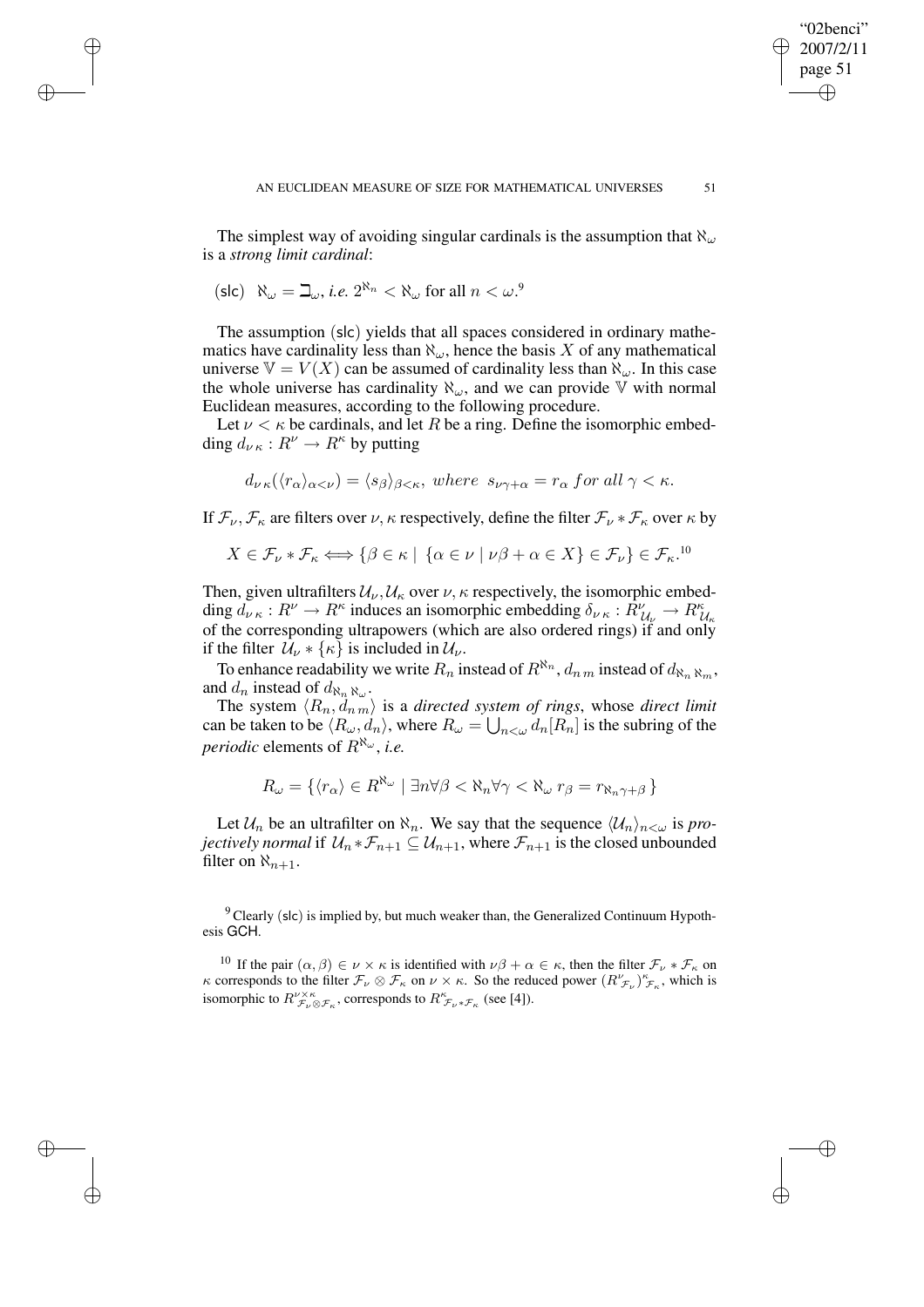The simplest way of avoiding singular cardinals is the assumption that $\aleph_\omega$ is a *strong limit cardinal*:

(slc) $\aleph_\omega = \beth_\omega$, *i.e.* $2^{\aleph_n} < \aleph_\omega$ for all $n < \omega$.[9]

The assumption (slc) yields that all spaces considered in ordinary mathematics have cardinality less than $\aleph_\omega$, hence the basis $X$ of any mathematical universe $\mathbb{V} = V(X)$ can be assumed of cardinality less than $\aleph_\omega$. In this case the whole universe has cardinality $\aleph_\omega$, and we can provide $\mathbb{V}$ with normal Euclidean measures, according to the following procedure.

Let $\nu < \kappa$ be cardinals, and let $R$ be a ring. Define the isomorphic embedding $d_{\nu\,\kappa} : R^\nu \to R^\kappa$ by putting

$$d_{\nu\,\kappa}(\langle r_\alpha \rangle_{\alpha<\nu}) = \langle s_\beta \rangle_{\beta<\kappa},\ where\ \ s_{\nu\gamma+\alpha} = r_\alpha\ for\ all\ \gamma < \kappa.$$

If $\mathcal{F}_\nu, \mathcal{F}_\kappa$ are filters over $\nu, \kappa$ respectively, define the filter $\mathcal{F}_\nu * \mathcal{F}_\kappa$ over $\kappa$ by

$$X \in \mathcal{F}_\nu * \mathcal{F}_\kappa \Longleftrightarrow \{\beta \in \kappa \mid \{\alpha \in \nu \mid \nu\beta + \alpha \in X\} \in \mathcal{F}_\nu\} \in \mathcal{F}_\kappa.^{10}$$

Then, given ultrafilters $\mathcal{U}_\nu, \mathcal{U}_\kappa$ over $\nu, \kappa$ respectively, the isomorphic embedding $d_{\nu\,\kappa} : R^\nu \to R^\kappa$ induces an isomorphic embedding $\delta_{\nu\,\kappa} : R^\nu_{\mathcal{U}_\nu} \to R^\kappa_{\mathcal{U}_\kappa}$ of the corresponding ultrapowers (which are also ordered rings) if and only if the filter $\mathcal{U}_\nu * \{\kappa\}$ is included in $\mathcal{U}_\nu$.

To enhance readability we write $R_n$ instead of $R^{\aleph_n}$, $d_{n\,m}$ instead of $d_{\aleph_n\,\aleph_m}$, and $d_n$ instead of $d_{\aleph_n\,\aleph_\omega}$.

The system $\langle R_n, d_{n\,m}\rangle$ is a *directed system of rings*, whose *direct limit* can be taken to be $\langle R_\omega, d_n\rangle$, where $R_\omega = \bigcup_{n<\omega} d_n[R_n]$ is the subring of the *periodic* elements of $R^{\aleph_\omega}$, *i.e.*

$$R_\omega = \{\langle r_\alpha\rangle \in R^{\aleph_\omega} \mid \exists n \forall \beta < \aleph_n \forall \gamma < \aleph_\omega\ r_\beta = r_{\aleph_n\gamma+\beta}\}$$

Let $\mathcal{U}_n$ be an ultrafilter on $\aleph_n$. We say that the sequence $\langle \mathcal{U}_n\rangle_{n<\omega}$ is *projectively normal* if $\mathcal{U}_n * \mathcal{F}_{n+1} \subseteq \mathcal{U}_{n+1}$, where $\mathcal{F}_{n+1}$ is the closed unbounded filter on $\aleph_{n+1}$.

[9] Clearly (slc) is implied by, but much weaker than, the Generalized Continuum Hypothesis GCH.

[10] If the pair $(\alpha, \beta) \in \nu \times \kappa$ is identified with $\nu\beta + \alpha \in \kappa$, then the filter $\mathcal{F}_\nu * \mathcal{F}_\kappa$ on $\kappa$ corresponds to the filter $\mathcal{F}_\nu \otimes \mathcal{F}_\kappa$ on $\nu \times \kappa$. So the reduced power $(R^\nu_{\mathcal{F}_\nu})^\kappa_{\mathcal{F}_\kappa}$, which is isomorphic to $R^{\nu\times\kappa}_{\mathcal{F}_\nu\otimes\mathcal{F}_\kappa}$, corresponds to $R^\kappa_{\mathcal{F}_\nu*\mathcal{F}_\kappa}$ (see [4]).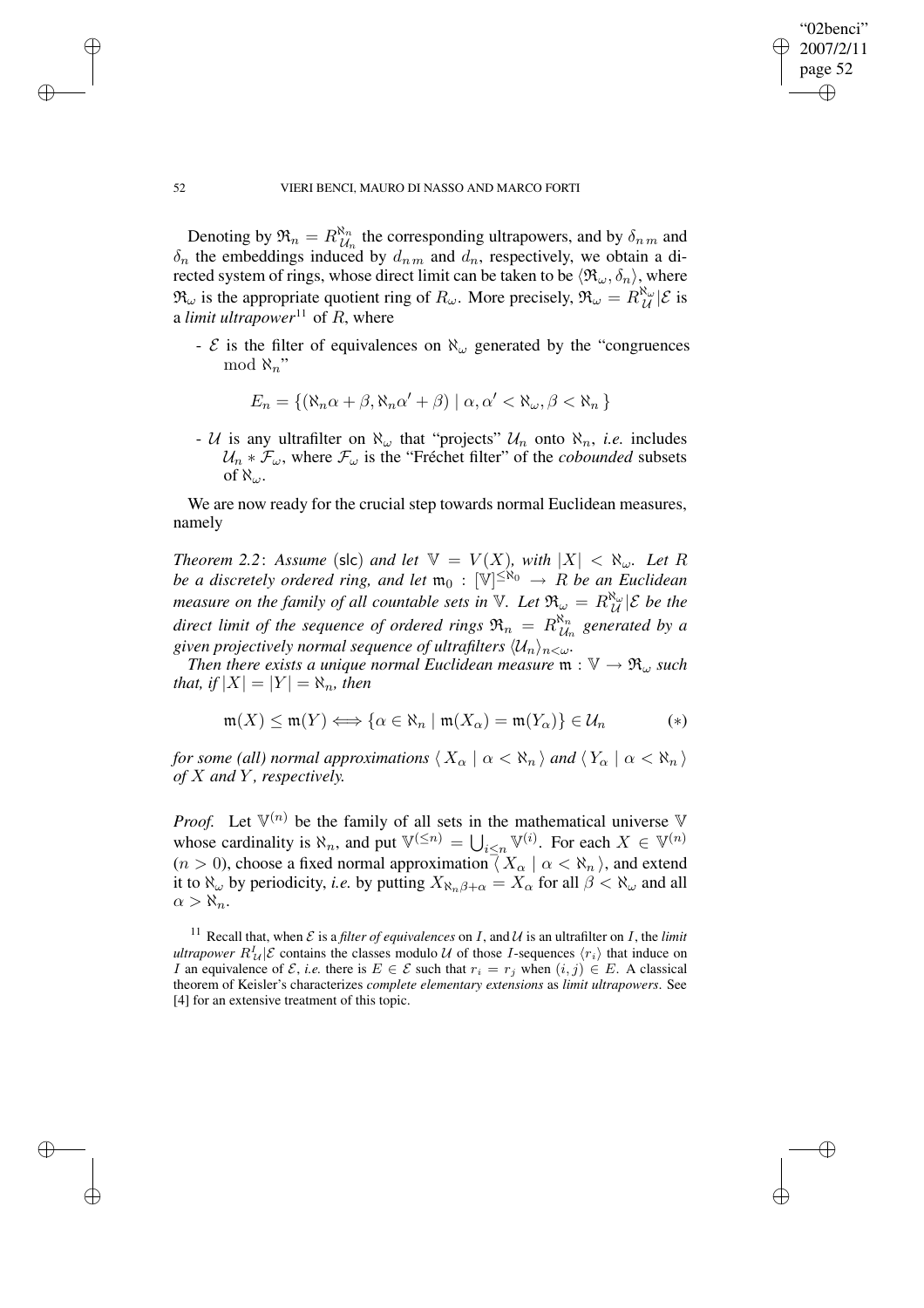Denoting by $\mathfrak{R}_n = R^{\aleph_n}_{\mathcal{U}_n}$ the corresponding ultrapowers, and by $\delta_{n\,m}$ and $\delta_n$ the embeddings induced by $d_{n\,m}$ and $d_n$, respectively, we obtain a directed system of rings, whose direct limit can be taken to be $\langle \mathfrak{R}_\omega, \delta_n \rangle$, where $\mathfrak{R}_\omega$ is the appropriate quotient ring of $R_\omega$. More precisely, $\mathfrak{R}_\omega = R^{\aleph_\omega}_{\mathcal{U}} | \mathcal{E}$ is a *limit ultrapower*[11] of $R$, where

- $\mathcal{E}$ is the filter of equivalences on $\aleph_\omega$ generated by the "congruences $\mod \aleph_n$"

$$E_n = \{ (\aleph_n \alpha + \beta, \aleph_n \alpha' + \beta) \mid \alpha, \alpha' < \aleph_\omega, \beta < \aleph_n \}$$

- $\mathcal{U}$ is any ultrafilter on $\aleph_\omega$ that "projects" $\mathcal{U}_n$ onto $\aleph_n$, *i.e.* includes $\mathcal{U}_n * \mathcal{F}_\omega$, where $\mathcal{F}_\omega$ is the "Fréchet filter" of the *cobounded* subsets of $\aleph_\omega$.

We are now ready for the crucial step towards normal Euclidean measures, namely

*Theorem 2.2*: *Assume* (slc) *and let* $\mathbb{V} = V(X)$*, with* $|X| < \aleph_\omega$*. Let* $R$ *be a discretely ordered ring, and let* $\mathfrak{m}_0 : [\mathbb{V}]^{\leq \aleph_0} \to R$ *be an Euclidean measure on the family of all countable sets in* $\mathbb{V}$*. Let* $\mathfrak{R}_\omega = R^{\aleph_\omega}_{\mathcal{U}} | \mathcal{E}$ *be the direct limit of the sequence of ordered rings* $\mathfrak{R}_n = R^{\aleph_n}_{\mathcal{U}_n}$ *generated by a given projectively normal sequence of ultrafilters* $\langle \mathcal{U}_n \rangle_{n<\omega}$*.*

*Then there exists a unique normal Euclidean measure* $\mathfrak{m} : \mathbb{V} \to \mathfrak{R}_\omega$ *such that, if* $|X| = |Y| = \aleph_n$*, then*

$$\mathfrak{m}(X) \leq \mathfrak{m}(Y) \Longleftrightarrow \{ \alpha \in \aleph_n \mid \mathfrak{m}(X_\alpha) = \mathfrak{m}(Y_\alpha) \} \in \mathcal{U}_n \qquad (*)$$

*for some (all) normal approximations* $\langle X_\alpha \mid \alpha < \aleph_n \rangle$ *and* $\langle Y_\alpha \mid \alpha < \aleph_n \rangle$ *of* $X$ *and* $Y$*, respectively.*

*Proof.* Let $\mathbb{V}^{(n)}$ be the family of all sets in the mathematical universe $\mathbb{V}$ whose cardinality is $\aleph_n$, and put $\mathbb{V}^{(\leq n)} = \bigcup_{i \leq n} \mathbb{V}^{(i)}$. For each $X \in \mathbb{V}^{(n)}$ ($n > 0$), choose a fixed normal approximation $\langle X_\alpha \mid \alpha < \aleph_n \rangle$, and extend it to $\aleph_\omega$ by periodicity, *i.e.* by putting $X_{\aleph_n \beta + \alpha} = X_\alpha$ for all $\beta < \aleph_\omega$ and all $\alpha > \aleph_n$.

[11] Recall that, when $\mathcal{E}$ is a *filter of equivalences* on $I$, and $\mathcal{U}$ is an ultrafilter on $I$, the *limit ultrapower* $R^I_{\mathcal{U}} | \mathcal{E}$ contains the classes modulo $\mathcal{U}$ of those $I$-sequences $\langle r_i \rangle$ that induce on $I$ an equivalence of $\mathcal{E}$, *i.e.* there is $E \in \mathcal{E}$ such that $r_i = r_j$ when $(i, j) \in E$. A classical theorem of Keisler's characterizes *complete elementary extensions* as *limit ultrapowers*. See [4] for an extensive treatment of this topic.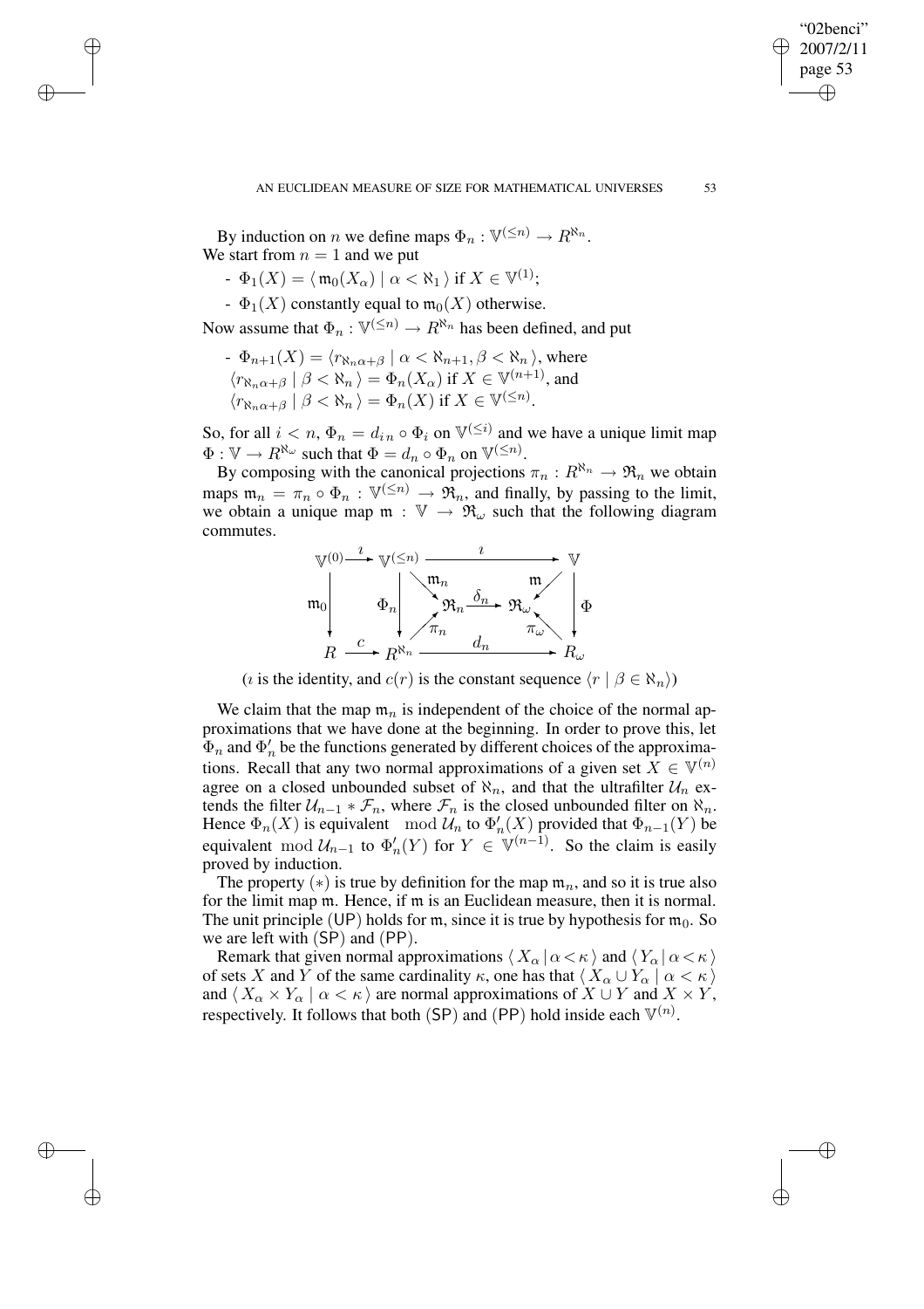By induction on $n$ we define maps $\Phi_n : \mathbb{V}^{(\leq n)} \to R^{\aleph_n}$.
We start from $n = 1$ and we put

- $\Phi_1(X) = \langle\, \mathfrak{m}_0(X_\alpha) \mid \alpha < \aleph_1 \,\rangle$ if $X \in \mathbb{V}^{(1)}$;
- $\Phi_1(X)$ constantly equal to $\mathfrak{m}_0(X)$ otherwise.

Now assume that $\Phi_n : \mathbb{V}^{(\leq n)} \to R^{\aleph_n}$ has been defined, and put

- $\Phi_{n+1}(X) = \langle r_{\aleph_n\alpha+\beta} \mid \alpha < \aleph_{n+1}, \beta < \aleph_n \,\rangle$, where
  $\langle r_{\aleph_n\alpha+\beta} \mid \beta < \aleph_n \,\rangle = \Phi_n(X_\alpha)$ if $X \in \mathbb{V}^{(n+1)}$, and
  $\langle r_{\aleph_n\alpha+\beta} \mid \beta < \aleph_n \,\rangle = \Phi_n(X)$ if $X \in \mathbb{V}^{(\leq n)}$.

So, for all $i < n$, $\Phi_n = d_{i\,n} \circ \Phi_i$ on $\mathbb{V}^{(\leq i)}$ and we have a unique limit map $\Phi : \mathbb{V} \to R^{\aleph_\omega}$ such that $\Phi = d_n \circ \Phi_n$ on $\mathbb{V}^{(\leq n)}$.

By composing with the canonical projections $\pi_n : R^{\aleph_n} \to \mathfrak{R}_n$ we obtain maps $\mathfrak{m}_n = \pi_n \circ \Phi_n : \mathbb{V}^{(\leq n)} \to \mathfrak{R}_n$, and finally, by passing to the limit, we obtain a unique map $\mathfrak{m} : \mathbb{V} \to \mathfrak{R}_\omega$ such that the following diagram commutes.

$$
\begin{array}{ccccccc}
\mathbb{V}^{(0)} & \xrightarrow{\imath} & \mathbb{V}^{(\leq n)} & & \xrightarrow{\quad\imath\quad} & & \mathbb{V} \\
\downarrow{\scriptstyle \mathfrak{m}_0} & & \downarrow{\scriptstyle \Phi_n} & \searrow^{\mathfrak{m}_n} & & \swarrow^{\mathfrak{m}} & \downarrow{\scriptstyle \Phi} \\
& & & \mathfrak{R}_n & \xrightarrow{\delta_n} & \mathfrak{R}_\omega & \\
& & & \nearrow_{\pi_n} & & \nwarrow_{\pi_\omega} & \\
R & \xrightarrow{c} & R^{\aleph_n} & & \xrightarrow{\quad d_n\quad} & & R_\omega
\end{array}
$$

($\imath$ is the identity, and $c(r)$ is the constant sequence $\langle r \mid \beta \in \aleph_n \rangle$)

We claim that the map $\mathfrak{m}_n$ is independent of the choice of the normal approximations that we have done at the beginning. In order to prove this, let $\Phi_n$ and $\Phi'_n$ be the functions generated by different choices of the approximations. Recall that any two normal approximations of a given set $X \in \mathbb{V}^{(n)}$ agree on a closed unbounded subset of $\aleph_n$, and that the ultrafilter $\mathcal{U}_n$ extends the filter $\mathcal{U}_{n-1} * \mathcal{F}_n$, where $\mathcal{F}_n$ is the closed unbounded filter on $\aleph_n$. Hence $\Phi_n(X)$ is equivalent $\mod \mathcal{U}_n$ to $\Phi'_n(X)$ provided that $\Phi_{n-1}(Y)$ be equivalent $\mod \mathcal{U}_{n-1}$ to $\Phi'_n(Y)$ for $Y \in \mathbb{V}^{(n-1)}$. So the claim is easily proved by induction.

The property $(*)$ is true by definition for the map $\mathfrak{m}_n$, and so it is true also for the limit map $\mathfrak{m}$. Hence, if $\mathfrak{m}$ is an Euclidean measure, then it is normal. The unit principle (UP) holds for $\mathfrak{m}$, since it is true by hypothesis for $\mathfrak{m}_0$. So we are left with (SP) and (PP).

Remark that given normal approximations $\langle\, X_\alpha \,|\, \alpha < \kappa \,\rangle$ and $\langle\, Y_\alpha \,|\, \alpha < \kappa \,\rangle$ of sets $X$ and $Y$ of the same cardinality $\kappa$, one has that $\langle\, X_\alpha \cup Y_\alpha \mid \alpha < \kappa \,\rangle$ and $\langle\, X_\alpha \times Y_\alpha \mid \alpha < \kappa \,\rangle$ are normal approximations of $X \cup Y$ and $X \times Y$, respectively. It follows that both (SP) and (PP) hold inside each $\mathbb{V}^{(n)}$.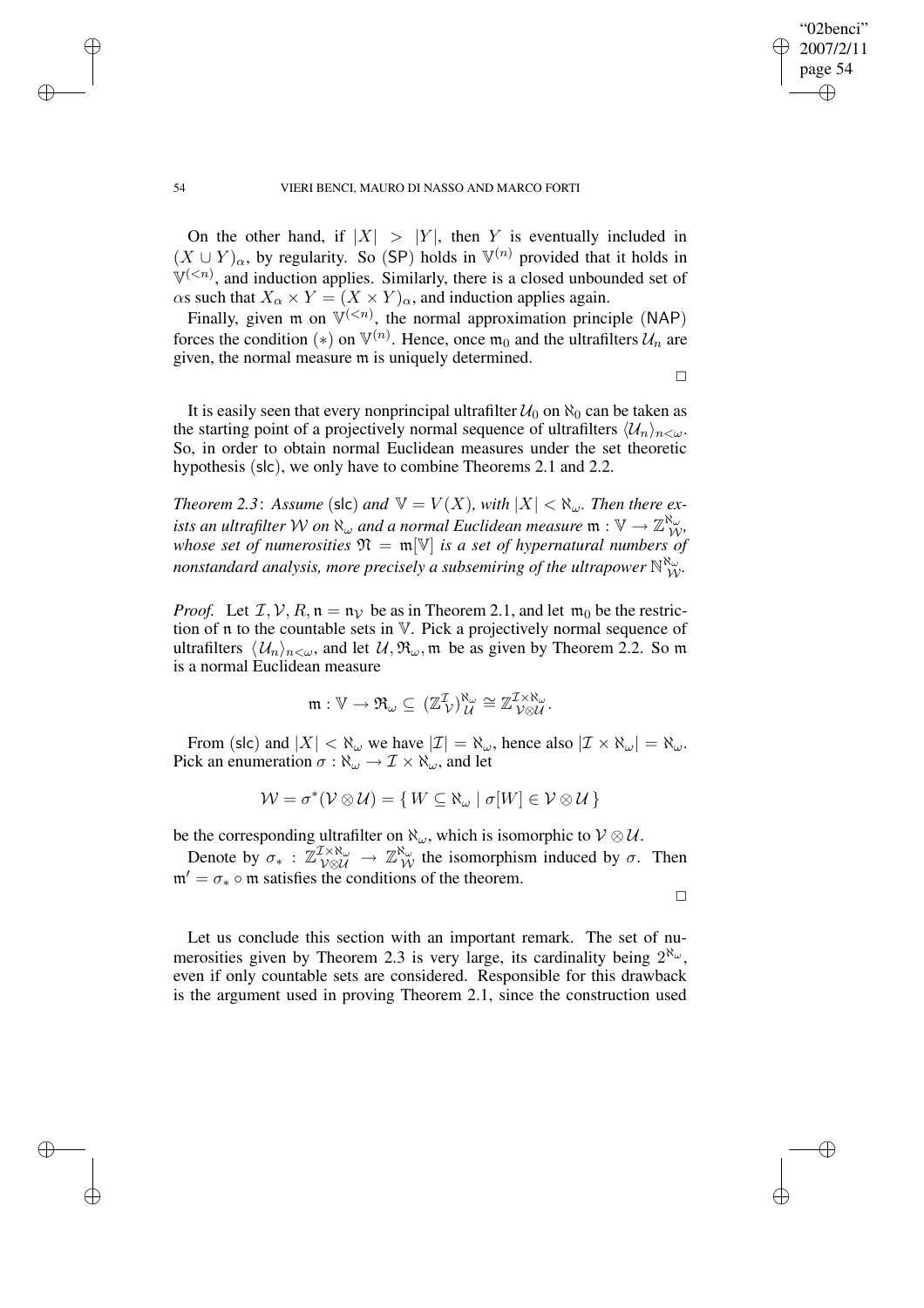On the other hand, if $|X| > |Y|$, then $Y$ is eventually included in $(X \cup Y)_\alpha$, by regularity. So (SP) holds in $\mathbb{V}^{(n)}$ provided that it holds in $\mathbb{V}^{(<n)}$, and induction applies. Similarly, there is a closed unbounded set of $\alpha$s such that $X_\alpha \times Y = (X \times Y)_\alpha$, and induction applies again.

Finally, given $\mathfrak{m}$ on $\mathbb{V}^{(<n)}$, the normal approximation principle (NAP) forces the condition $(*)$ on $\mathbb{V}^{(n)}$. Hence, once $\mathfrak{m}_0$ and the ultrafilters $\mathcal{U}_n$ are given, the normal measure $\mathfrak{m}$ is uniquely determined.

□

It is easily seen that every nonprincipal ultrafilter $\mathcal{U}_0$ on $\aleph_0$ can be taken as the starting point of a projectively normal sequence of ultrafilters $\langle \mathcal{U}_n \rangle_{n<\omega}$. So, in order to obtain normal Euclidean measures under the set theoretic hypothesis (slc), we only have to combine Theorems 2.1 and 2.2.

*Theorem 2.3*: *Assume* (slc) *and* $\mathbb{V} = V(X)$, *with* $|X| < \aleph_\omega$. *Then there exists an ultrafilter* $\mathcal{W}$ *on* $\aleph_\omega$ *and a normal Euclidean measure* $\mathfrak{m} : \mathbb{V} \to \mathbb{Z}^{\aleph_\omega}_{\mathcal{W}}$, *whose set of numerosities* $\mathfrak{N} = \mathfrak{m}[\mathbb{V}]$ *is a set of hypernatural numbers of nonstandard analysis, more precisely a subsemiring of the ultrapower* $\mathbb{N}^{\aleph_\omega}_{\mathcal{W}}$.

*Proof.* Let $\mathcal{I}, \mathcal{V}, R, \mathfrak{n} = \mathfrak{n}_\mathcal{V}$ be as in Theorem 2.1, and let $\mathfrak{m}_0$ be the restriction of $\mathfrak{n}$ to the countable sets in $\mathbb{V}$. Pick a projectively normal sequence of ultrafilters $\langle \mathcal{U}_n \rangle_{n<\omega}$, and let $\mathcal{U}, \mathfrak{R}_\omega, \mathfrak{m}$ be as given by Theorem 2.2. So $\mathfrak{m}$ is a normal Euclidean measure

$$\mathfrak{m} : \mathbb{V} \to \mathfrak{R}_\omega \subseteq (\mathbb{Z}^{\mathcal{I}}_{\mathcal{V}})^{\aleph_\omega}_{\mathcal{U}} \cong \mathbb{Z}^{\mathcal{I} \times \aleph_\omega}_{\mathcal{V} \otimes \mathcal{U}}.$$

From (slc) and $|X| < \aleph_\omega$ we have $|\mathcal{I}| = \aleph_\omega$, hence also $|\mathcal{I} \times \aleph_\omega| = \aleph_\omega$. Pick an enumeration $\sigma : \aleph_\omega \to \mathcal{I} \times \aleph_\omega$, and let

$$\mathcal{W} = \sigma^*(\mathcal{V} \otimes \mathcal{U}) = \{ W \subseteq \aleph_\omega \mid \sigma[W] \in \mathcal{V} \otimes \mathcal{U} \}$$

be the corresponding ultrafilter on $\aleph_\omega$, which is isomorphic to $\mathcal{V} \otimes \mathcal{U}$.

Denote by $\sigma_* : \mathbb{Z}^{\mathcal{I} \times \aleph_\omega}_{\mathcal{V} \otimes \mathcal{U}} \to \mathbb{Z}^{\aleph_\omega}_{\mathcal{W}}$ the isomorphism induced by $\sigma$. Then $\mathfrak{m}' = \sigma_* \circ \mathfrak{m}$ satisfies the conditions of the theorem.

□

Let us conclude this section with an important remark. The set of numerosities given by Theorem 2.3 is very large, its cardinality being $2^{\aleph_\omega}$, even if only countable sets are considered. Responsible for this drawback is the argument used in proving Theorem 2.1, since the construction used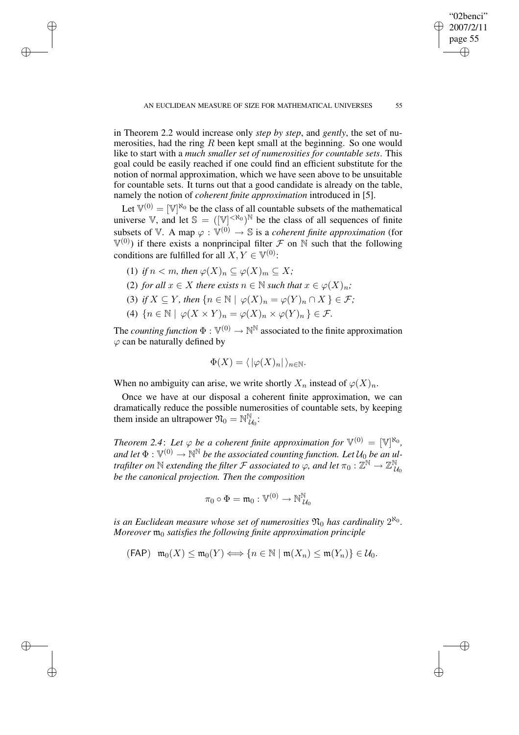in Theorem 2.2 would increase only *step by step*, and *gently*, the set of numerosities, had the ring $R$ been kept small at the beginning. So one would like to start with a *much smaller set of numerosities for countable sets*. This goal could be easily reached if one could find an efficient substitute for the notion of normal approximation, which we have seen above to be unsuitable for countable sets. It turns out that a good candidate is already on the table, namely the notion of *coherent finite approximation* introduced in [5].

Let $\mathbb{V}^{(0)} = [\mathbb{V}]^{\aleph_0}$ be the class of all countable subsets of the mathematical universe $\mathbb{V}$, and let $\mathbb{S} = ([\mathbb{V}]^{<\aleph_0})^{\mathbb{N}}$ be the class of all sequences of finite subsets of $\mathbb{V}$. A map $\varphi : \mathbb{V}^{(0)} \to \mathbb{S}$ is a *coherent finite approximation* (for $\mathbb{V}^{(0)}$) if there exists a nonprincipal filter $\mathcal{F}$ on $\mathbb{N}$ such that the following conditions are fulfilled for all $X, Y \in \mathbb{V}^{(0)}$:

(1) *if* $n < m$, *then* $\varphi(X)_n \subseteq \varphi(X)_m \subseteq X$;

(2) *for all* $x \in X$ *there exists* $n \in \mathbb{N}$ *such that* $x \in \varphi(X)_n$;

(3) *if* $X \subseteq Y$, *then* $\{n \in \mathbb{N} \mid \varphi(X)_n = \varphi(Y)_n \cap X\} \in \mathcal{F}$;

(4) $\{n \in \mathbb{N} \mid \varphi(X \times Y)_n = \varphi(X)_n \times \varphi(Y)_n\} \in \mathcal{F}$.

The *counting function* $\Phi : \mathbb{V}^{(0)} \to \mathbb{N}^{\mathbb{N}}$ associated to the finite approximation $\varphi$ can be naturally defined by

$$\Phi(X) = \langle\, |\varphi(X)_n| \,\rangle_{n \in \mathbb{N}}.$$

When no ambiguity can arise, we write shortly $X_n$ instead of $\varphi(X)_n$.

Once we have at our disposal a coherent finite approximation, we can dramatically reduce the possible numerosities of countable sets, by keeping them inside an ultrapower $\mathfrak{N}_0 = \mathbb{N}^{\mathbb{N}}_{\mathcal{U}_0}$:

*Theorem 2.4*: *Let $\varphi$ be a coherent finite approximation for $\mathbb{V}^{(0)} = [\mathbb{V}]^{\aleph_0}$, and let $\Phi : \mathbb{V}^{(0)} \to \mathbb{N}^{\mathbb{N}}$ be the associated counting function. Let $\mathcal{U}_0$ be an ultrafilter on $\mathbb{N}$ extending the filter $\mathcal{F}$ associated to $\varphi$, and let $\pi_0 : \mathbb{Z}^{\mathbb{N}} \to \mathbb{Z}^{\mathbb{N}}_{\mathcal{U}_0}$ be the canonical projection. Then the composition*

$$\pi_0 \circ \Phi = \mathfrak{m}_0 : \mathbb{V}^{(0)} \to \mathbb{N}^{\mathbb{N}}_{\mathcal{U}_0}$$

*is an Euclidean measure whose set of numerosities $\mathfrak{N}_0$ has cardinality $2^{\aleph_0}$. Moreover $\mathfrak{m}_0$ satisfies the following finite approximation principle*

$$(\mathsf{FAP}) \quad \mathfrak{m}_0(X) \leq \mathfrak{m}_0(Y) \Longleftrightarrow \{n \in \mathbb{N} \mid \mathfrak{m}(X_n) \leq \mathfrak{m}(Y_n)\} \in \mathcal{U}_0.$$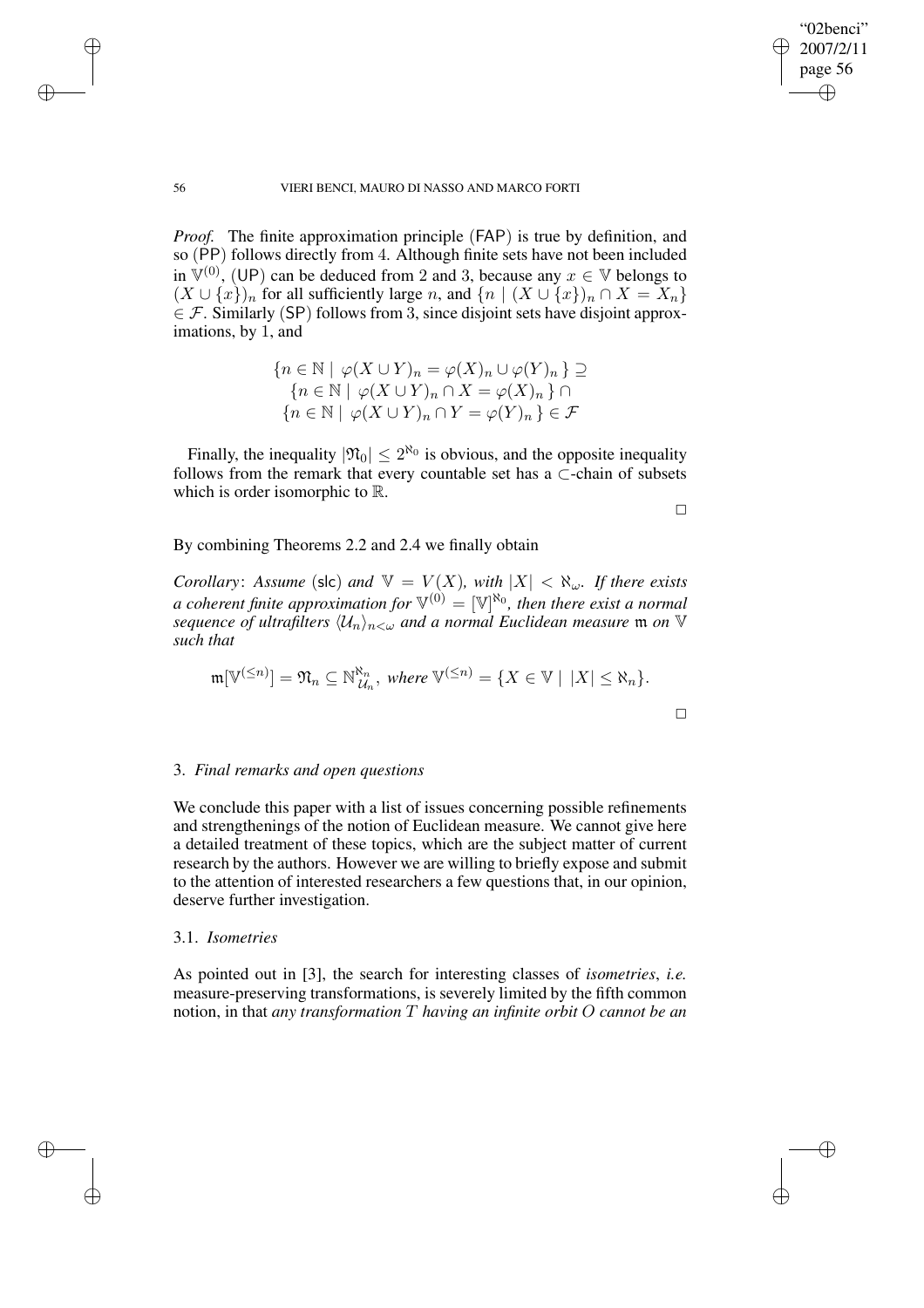*Proof.* The finite approximation principle (FAP) is true by definition, and so (PP) follows directly from 4. Although finite sets have not been included in $\mathbb{V}^{(0)}$, (UP) can be deduced from 2 and 3, because any $x \in \mathbb{V}$ belongs to $(X \cup \{x\})_n$ for all sufficiently large $n$, and $\{n \mid (X \cup \{x\})_n \cap X = X_n\} \in \mathcal{F}$. Similarly (SP) follows from 3, since disjoint sets have disjoint approximations, by 1, and

$$\begin{gathered}\{n \in \mathbb{N} \mid \varphi(X \cup Y)_n = \varphi(X)_n \cup \varphi(Y)_n\} \supseteq \\ \{n \in \mathbb{N} \mid \varphi(X \cup Y)_n \cap X = \varphi(X)_n\} \cap \\ \{n \in \mathbb{N} \mid \varphi(X \cup Y)_n \cap Y = \varphi(Y)_n\} \in \mathcal{F}\end{gathered}$$

Finally, the inequality $|\mathfrak{N}_0| \leq 2^{\aleph_0}$ is obvious, and the opposite inequality follows from the remark that every countable set has a $\subset$-chain of subsets which is order isomorphic to $\mathbb{R}$.

$\square$

By combining Theorems 2.2 and 2.4 we finally obtain

*Corollary*: *Assume* (slc) *and* $\mathbb{V} = V(X)$, *with* $|X| < \aleph_\omega$. *If there exists a coherent finite approximation for* $\mathbb{V}^{(0)} = [\mathbb{V}]^{\aleph_0}$, *then there exist a normal sequence of ultrafilters* $\langle \mathcal{U}_n \rangle_{n<\omega}$ *and a normal Euclidean measure* $\mathfrak{m}$ *on* $\mathbb{V}$ *such that*

$$\mathfrak{m}[\mathbb{V}^{(\leq n)}] = \mathfrak{N}_n \subseteq \mathbb{N}^{\aleph_n}_{\mathcal{U}_n}, \textit{ where } \mathbb{V}^{(\leq n)} = \{X \in \mathbb{V} \mid |X| \leq \aleph_n\}.$$

$\square$

## 3. *Final remarks and open questions*

We conclude this paper with a list of issues concerning possible refinements and strengthenings of the notion of Euclidean measure. We cannot give here a detailed treatment of these topics, which are the subject matter of current research by the authors. However we are willing to briefly expose and submit to the attention of interested researchers a few questions that, in our opinion, deserve further investigation.

### 3.1. *Isometries*

As pointed out in [3], the search for interesting classes of *isometries*, *i.e.* measure-preserving transformations, is severely limited by the fifth common notion, in that *any transformation $T$ having an infinite orbit $O$ cannot be an*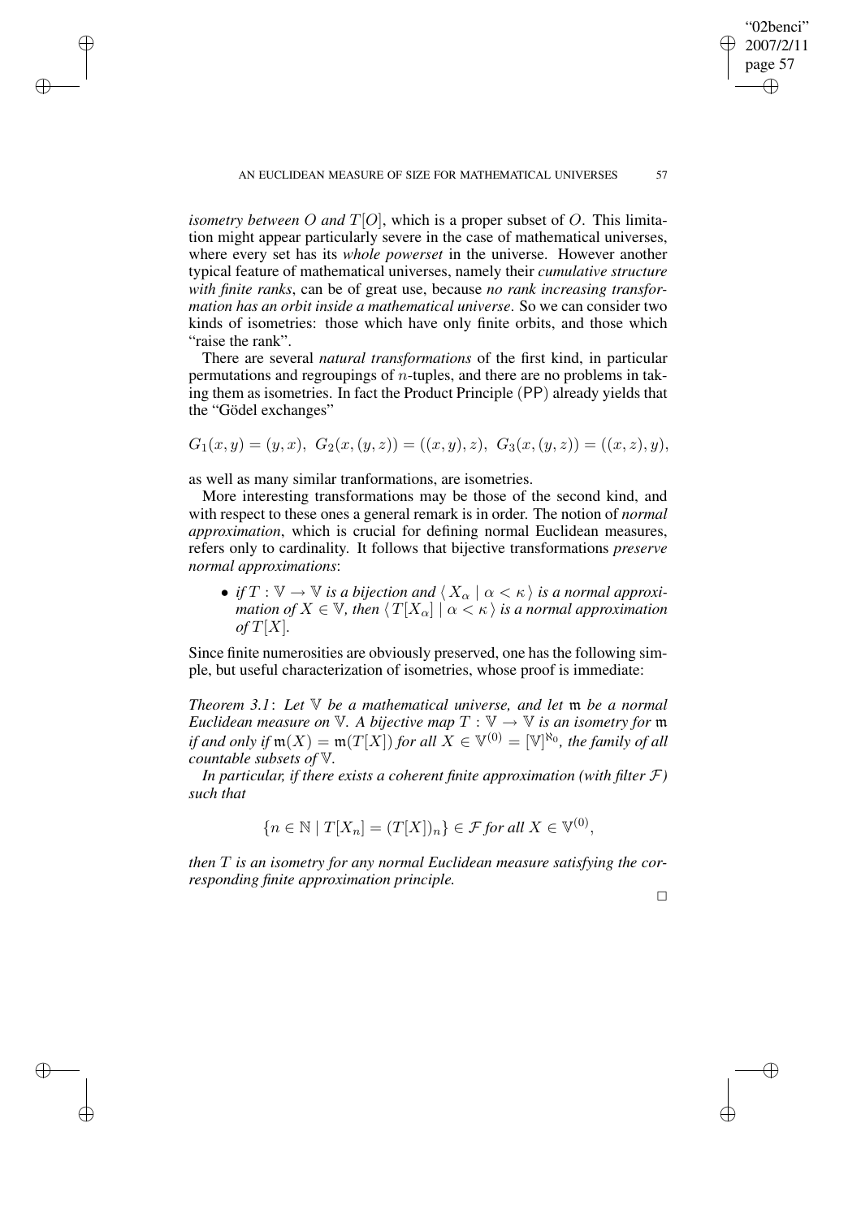*isometry between $O$ and $T[O]$*, which is a proper subset of $O$. This limitation might appear particularly severe in the case of mathematical universes, where every set has its *whole powerset* in the universe. However another typical feature of mathematical universes, namely their *cumulative structure with finite ranks*, can be of great use, because *no rank increasing transformation has an orbit inside a mathematical universe*. So we can consider two kinds of isometries: those which have only finite orbits, and those which "raise the rank".

There are several *natural transformations* of the first kind, in particular permutations and regroupings of $n$-tuples, and there are no problems in taking them as isometries. In fact the Product Principle (PP) already yields that the "Gödel exchanges"

$$G_1(x, y) = (y, x),\ G_2(x, (y, z)) = ((x, y), z),\ G_3(x, (y, z)) = ((x, z), y),$$

as well as many similar tranformations, are isometries.

More interesting transformations may be those of the second kind, and with respect to these ones a general remark is in order. The notion of *normal approximation*, which is crucial for defining normal Euclidean measures, refers only to cardinality. It follows that bijective transformations *preserve normal approximations*:

- *if $T : \mathbb{V} \to \mathbb{V}$ is a bijection and $\langle X_\alpha \mid \alpha < \kappa \rangle$ is a normal approximation of $X \in \mathbb{V}$, then $\langle T[X_\alpha] \mid \alpha < \kappa \rangle$ is a normal approximation of $T[X]$.*

Since finite numerosities are obviously preserved, one has the following simple, but useful characterization of isometries, whose proof is immediate:

*Theorem 3.1*: *Let $\mathbb{V}$ be a mathematical universe, and let $\mathfrak{m}$ be a normal Euclidean measure on $\mathbb{V}$. A bijective map $T : \mathbb{V} \to \mathbb{V}$ is an isometry for $\mathfrak{m}$ if and only if $\mathfrak{m}(X) = \mathfrak{m}(T[X])$ for all $X \in \mathbb{V}^{(0)} = [\mathbb{V}]^{\aleph_0}$, the family of all countable subsets of $\mathbb{V}$.*

*In particular, if there exists a coherent finite approximation (with filter $\mathcal{F}$) such that*

$$\{n \in \mathbb{N} \mid T[X_n] = (T[X])_n\} \in \mathcal{F} \textit{ for all } X \in \mathbb{V}^{(0)},$$

*then $T$ is an isometry for any normal Euclidean measure satisfying the corresponding finite approximation principle.*

□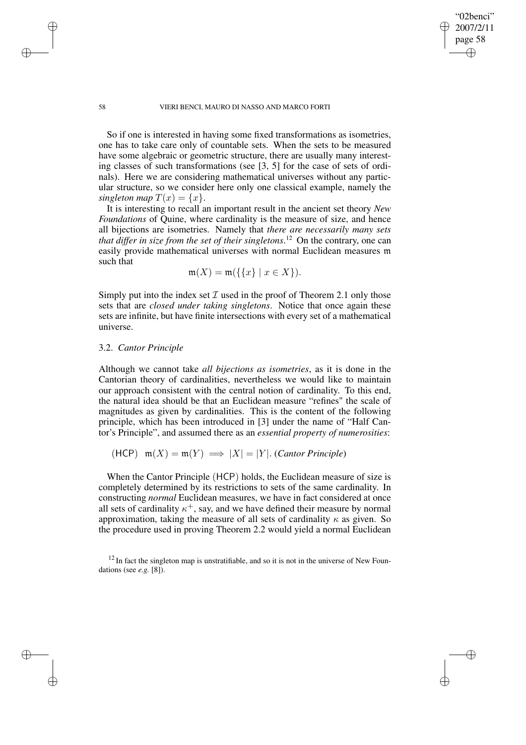So if one is interested in having some fixed transformations as isometries, one has to take care only of countable sets. When the sets to be measured have some algebraic or geometric structure, there are usually many interesting classes of such transformations (see [3, 5] for the case of sets of ordinals). Here we are considering mathematical universes without any particular structure, so we consider here only one classical example, namely the *singleton map* $T(x) = \{x\}$.

It is interesting to recall an important result in the ancient set theory *New Foundations* of Quine, where cardinality is the measure of size, and hence all bijections are isometries. Namely that *there are necessarily many sets that differ in size from the set of their singletons*.[12] On the contrary, one can easily provide mathematical universes with normal Euclidean measures $\mathfrak{m}$ such that

$$\mathfrak{m}(X) = \mathfrak{m}(\{\{x\} \mid x \in X\}).$$

Simply put into the index set $\mathcal{I}$ used in the proof of Theorem 2.1 only those sets that are *closed under taking singletons*. Notice that once again these sets are infinite, but have finite intersections with every set of a mathematical universe.

### 3.2. *Cantor Principle*

Although we cannot take *all bijections as isometries*, as it is done in the Cantorian theory of cardinalities, nevertheless we would like to maintain our approach consistent with the central notion of cardinality. To this end, the natural idea should be that an Euclidean measure "refines" the scale of magnitudes as given by cardinalities. This is the content of the following principle, which has been introduced in [3] under the name of "Half Cantor's Principle", and assumed there as an *essential property of numerosities*:

$$(\mathsf{HCP}) \quad \mathfrak{m}(X) = \mathfrak{m}(Y) \implies |X| = |Y|. \ (\textit{Cantor Principle})$$

When the Cantor Principle $(\mathsf{HCP})$ holds, the Euclidean measure of size is completely determined by its restrictions to sets of the same cardinality. In constructing *normal* Euclidean measures, we have in fact considered at once all sets of cardinality $\kappa^+$, say, and we have defined their measure by normal approximation, taking the measure of all sets of cardinality $\kappa$ as given. So the procedure used in proving Theorem 2.2 would yield a normal Euclidean

[12] In fact the singleton map is unstratifiable, and so it is not in the universe of New Foundations (see *e.g.* [8]).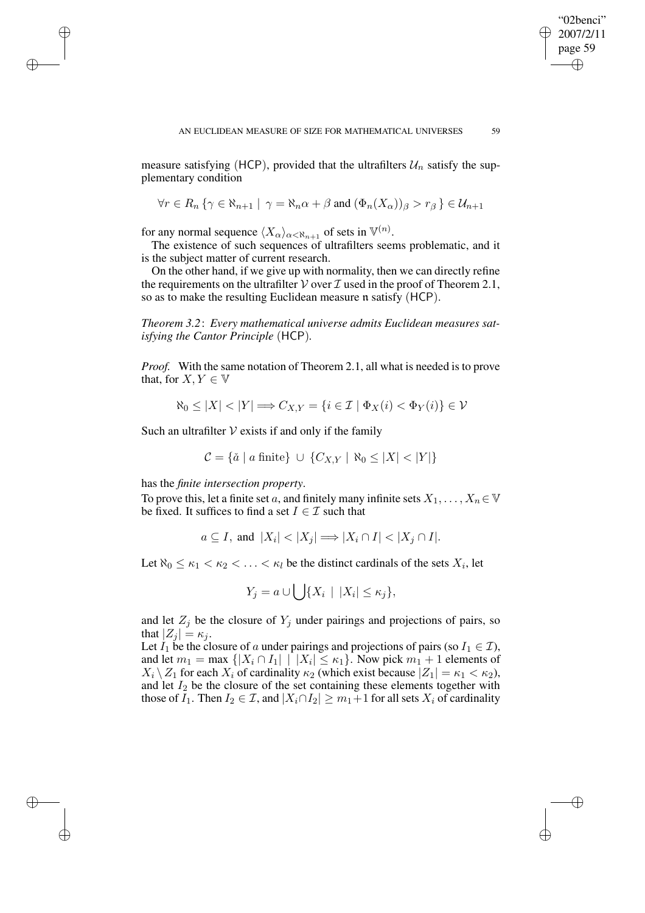measure satisfying (HCP), provided that the ultrafilters $\mathcal{U}_n$ satisfy the supplementary condition

$$\forall r \in R_n \, \{\gamma \in \aleph_{n+1} \mid \gamma = \aleph_n \alpha + \beta \text{ and } (\Phi_n(X_\alpha))_\beta > r_\beta \} \in \mathcal{U}_{n+1}$$

for any normal sequence $\langle X_\alpha \rangle_{\alpha < \aleph_{n+1}}$ of sets in $\mathbb{V}^{(n)}$.

The existence of such sequences of ultrafilters seems problematic, and it is the subject matter of current research.

On the other hand, if we give up with normality, then we can directly refine the requirements on the ultrafilter $\mathcal{V}$ over $\mathcal{I}$ used in the proof of Theorem 2.1, so as to make the resulting Euclidean measure $\mathfrak{n}$ satisfy (HCP).

*Theorem 3.2*: *Every mathematical universe admits Euclidean measures satisfying the Cantor Principle* (HCP).

*Proof.* With the same notation of Theorem 2.1, all what is needed is to prove that, for $X, Y \in \mathbb{V}$

$$\aleph_0 \leq |X| < |Y| \Longrightarrow C_{X,Y} = \{i \in \mathcal{I} \mid \Phi_X(i) < \Phi_Y(i)\} \in \mathcal{V}$$

Such an ultrafilter $\mathcal{V}$ exists if and only if the family

$$\mathcal{C} = \{\check{a} \mid a \text{ finite}\} \, \cup \, \{C_{X,Y} \mid \aleph_0 \leq |X| < |Y|\}$$

has the *finite intersection property*.

To prove this, let a finite set $a$, and finitely many infinite sets $X_1, \ldots, X_n \in \mathbb{V}$ be fixed. It suffices to find a set $I \in \mathcal{I}$ such that

$$a \subseteq I, \text{ and } |X_i| < |X_j| \Longrightarrow |X_i \cap I| < |X_j \cap I|.$$

Let $\aleph_0 \leq \kappa_1 < \kappa_2 < \ldots < \kappa_l$ be the distinct cardinals of the sets $X_i$, let

$$Y_j = a \cup \bigcup \{X_i \mid |X_i| \leq \kappa_j\},$$

and let $Z_j$ be the closure of $Y_j$ under pairings and projections of pairs, so that $|Z_j| = \kappa_j$.

Let $I_1$ be the closure of $a$ under pairings and projections of pairs (so $I_1 \in \mathcal{I}$), and let $m_1 = \max \{|X_i \cap I_1| \mid |X_i| \leq \kappa_1\}$. Now pick $m_1 + 1$ elements of $X_i \setminus Z_1$ for each $X_i$ of cardinality $\kappa_2$ (which exist because $|Z_1| = \kappa_1 < \kappa_2$), and let $I_2$ be the closure of the set containing these elements together with those of $I_1$. Then $I_2 \in \mathcal{I}$, and $|X_i \cap I_2| \geq m_1 + 1$ for all sets $X_i$ of cardinality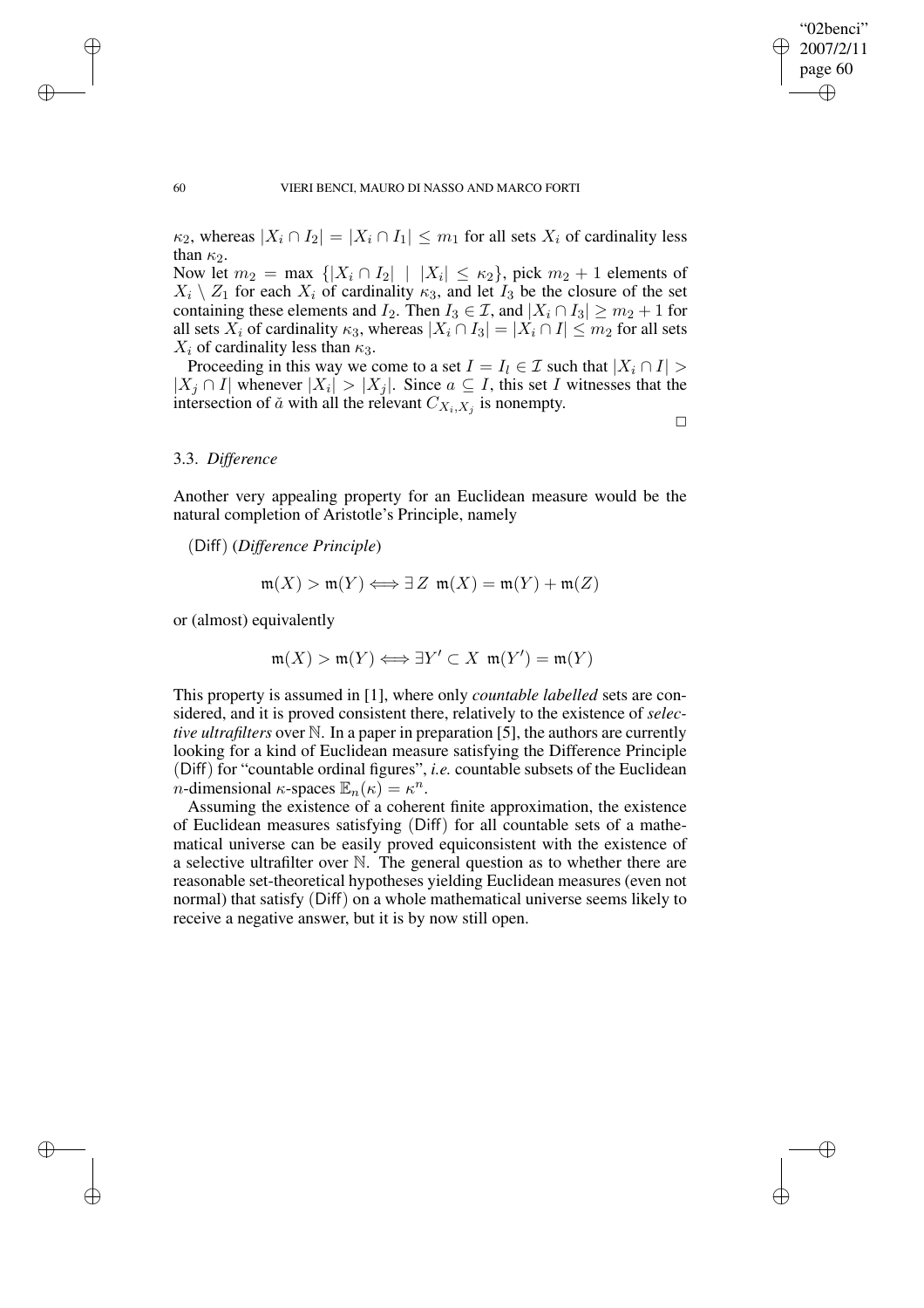$\kappa_2$, whereas $|X_i \cap I_2| = |X_i \cap I_1| \leq m_1$ for all sets $X_i$ of cardinality less than $\kappa_2$.

Now let $m_2 = \max \{|X_i \cap I_2| \mid |X_i| \leq \kappa_2\}$, pick $m_2 + 1$ elements of $X_i \setminus Z_1$ for each $X_i$ of cardinality $\kappa_3$, and let $I_3$ be the closure of the set containing these elements and $I_2$. Then $I_3 \in \mathcal{I}$, and $|X_i \cap I_3| \geq m_2 + 1$ for all sets $X_i$ of cardinality $\kappa_3$, whereas $|X_i \cap I_3| = |X_i \cap I| \leq m_2$ for all sets $X_i$ of cardinality less than $\kappa_3$.

Proceeding in this way we come to a set $I = I_l \in \mathcal{I}$ such that $|X_i \cap I| > |X_j \cap I|$ whenever $|X_i| > |X_j|$. Since $a \subseteq I$, this set $I$ witnesses that the intersection of $\check{a}$ with all the relevant $C_{X_i,X_j}$ is nonempty.

□

### 3.3. *Difference*

Another very appealing property for an Euclidean measure would be the natural completion of Aristotle's Principle, namely

(Diff) (*Difference Principle*)

$$\mathfrak{m}(X) > \mathfrak{m}(Y) \Longleftrightarrow \exists\, Z \;\; \mathfrak{m}(X) = \mathfrak{m}(Y) + \mathfrak{m}(Z)$$

or (almost) equivalently

$$\mathfrak{m}(X) > \mathfrak{m}(Y) \Longleftrightarrow \exists Y' \subset X \;\; \mathfrak{m}(Y') = \mathfrak{m}(Y)$$

This property is assumed in [1], where only *countable labelled* sets are considered, and it is proved consistent there, relatively to the existence of *selective ultrafilters* over $\mathbb{N}$. In a paper in preparation [5], the authors are currently looking for a kind of Euclidean measure satisfying the Difference Principle (Diff) for "countable ordinal figures", *i.e.* countable subsets of the Euclidean $n$-dimensional $\kappa$-spaces $\mathbb{E}_n(\kappa) = \kappa^n$.

Assuming the existence of a coherent finite approximation, the existence of Euclidean measures satisfying (Diff) for all countable sets of a mathematical universe can be easily proved equiconsistent with the existence of a selective ultrafilter over $\mathbb{N}$. The general question as to whether there are reasonable set-theoretical hypotheses yielding Euclidean measures (even not normal) that satisfy (Diff) on a whole mathematical universe seems likely to receive a negative answer, but it is by now still open.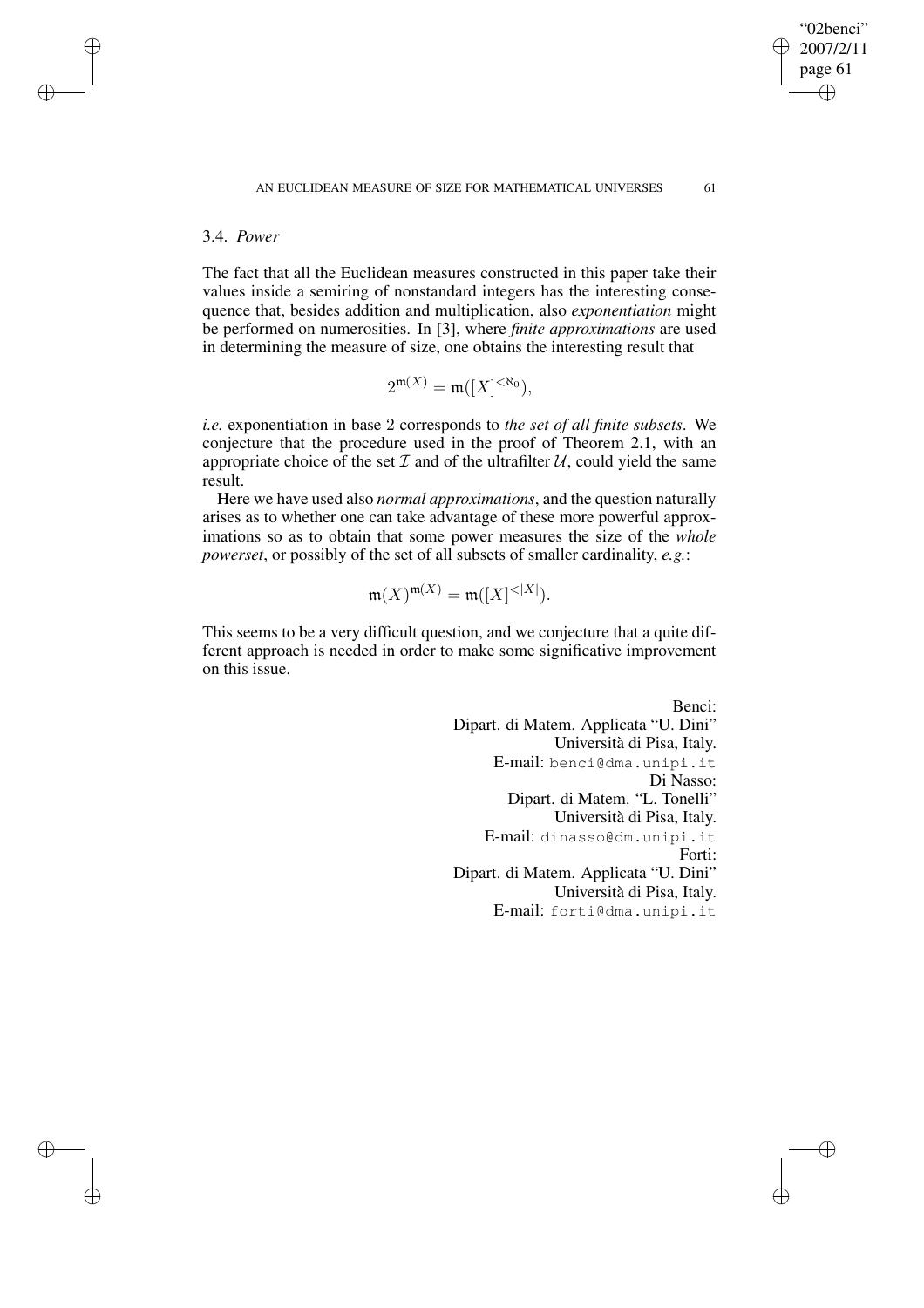### 3.4. *Power*

The fact that all the Euclidean measures constructed in this paper take their values inside a semiring of nonstandard integers has the interesting consequence that, besides addition and multiplication, also *exponentiation* might be performed on numerosities. In [3], where *finite approximations* are used in determining the measure of size, one obtains the interesting result that

$$2^{\mathfrak{m}(X)} = \mathfrak{m}([X]^{<\aleph_0}),$$

*i.e.* exponentiation in base 2 corresponds to *the set of all finite subsets*. We conjecture that the procedure used in the proof of Theorem 2.1, with an appropriate choice of the set $\mathcal{I}$ and of the ultrafilter $\mathcal{U}$, could yield the same result.

Here we have used also *normal approximations*, and the question naturally arises as to whether one can take advantage of these more powerful approximations so as to obtain that some power measures the size of the *whole powerset*, or possibly of the set of all subsets of smaller cardinality, *e.g.*:

$$\mathfrak{m}(X)^{\mathfrak{m}(X)} = \mathfrak{m}([X]^{<|X|}).$$

This seems to be a very difficult question, and we conjecture that a quite different approach is needed in order to make some significative improvement on this issue.

Benci:
Dipart. di Matem. Applicata "U. Dini"
Università di Pisa, Italy.
E-mail: benci@dma.unipi.it

Di Nasso:
Dipart. di Matem. "L. Tonelli"
Università di Pisa, Italy.
E-mail: dinasso@dm.unipi.it

Forti:
Dipart. di Matem. Applicata "U. Dini"
Università di Pisa, Italy.
E-mail: forti@dma.unipi.it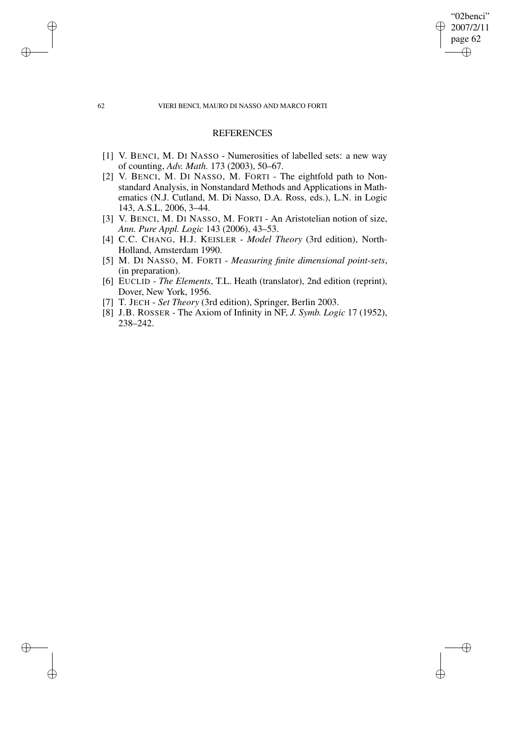## REFERENCES

[1] V. BENCI, M. DI NASSO - Numerosities of labelled sets: a new way of counting, *Adv. Math.* 173 (2003), 50–67.

[2] V. BENCI, M. DI NASSO, M. FORTI - The eightfold path to Nonstandard Analysis, in Nonstandard Methods and Applications in Mathematics (N.J. Cutland, M. Di Nasso, D.A. Ross, eds.), L.N. in Logic 143, A.S.L. 2006, 3–44.

[3] V. BENCI, M. DI NASSO, M. FORTI - An Aristotelian notion of size, *Ann. Pure Appl. Logic* 143 (2006), 43–53.

[4] C.C. CHANG, H.J. KEISLER - *Model Theory* (3rd edition), North-Holland, Amsterdam 1990.

[5] M. DI NASSO, M. FORTI - *Measuring finite dimensional point-sets*, (in preparation).

[6] EUCLID - *The Elements*, T.L. Heath (translator), 2nd edition (reprint), Dover, New York, 1956.

[7] T. JECH - *Set Theory* (3rd edition), Springer, Berlin 2003.

[8] J.B. ROSSER - The Axiom of Infinity in NF, *J. Symb. Logic* 17 (1952), 238–242.